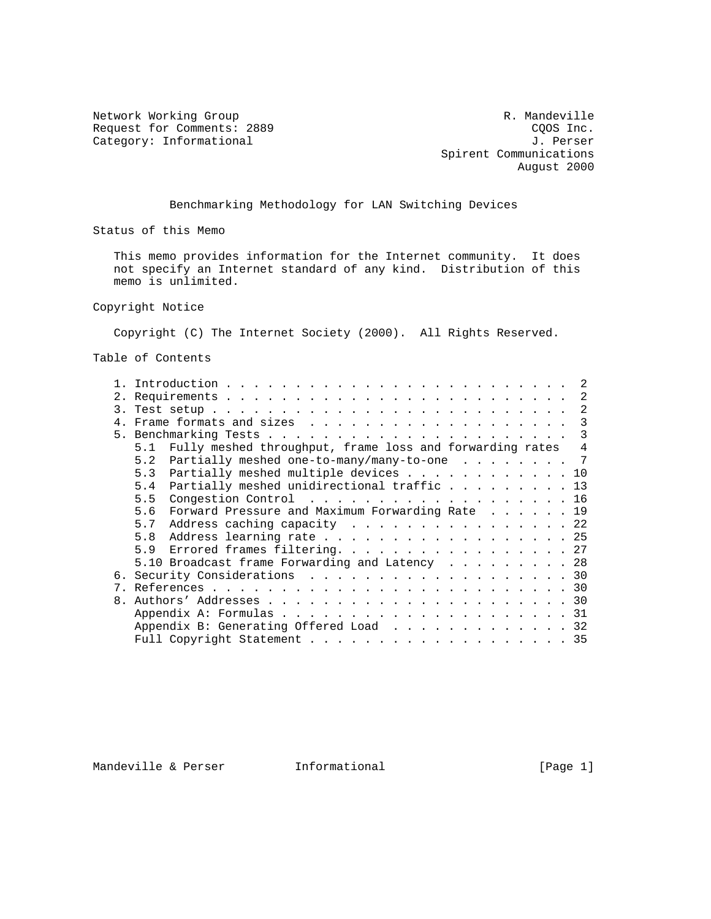Network Working Group R. Mandeville
Request for Comments: 2889 CQOS Inc.
Category: Informational J. Perser
Spirent Communications
August 2000

# Benchmarking Methodology for LAN Switching Devices

## Status of this Memo

This memo provides information for the Internet community. It does not specify an Internet standard of any kind. Distribution of this memo is unlimited.

## Copyright Notice

Copyright (C) The Internet Society (2000). All Rights Reserved.

## Table of Contents

```
   1. Introduction . . . . . . . . . . . . . . . . . . . . . . . . .  2
   2. Requirements . . . . . . . . . . . . . . . . . . . . . . . . .  2
   3. Test setup . . . . . . . . . . . . . . . . . . . . . . . . . .  2
   4. Frame formats and sizes  . . . . . . . . . . . . . . . . . . .  3
   5. Benchmarking Tests . . . . . . . . . . . . . . . . . . . . . .  3
      5.1  Fully meshed throughput, frame loss and forwarding rates   4
      5.2  Partially meshed one-to-many/many-to-one  . . . . . . . .  7
      5.3  Partially meshed multiple devices . . . . . . . . . . . . 10
      5.4  Partially meshed unidirectional traffic . . . . . . . . . 13
      5.5  Congestion Control  . . . . . . . . . . . . . . . . . . . 16
      5.6  Forward Pressure and Maximum Forwarding Rate  . . . . . . 19
      5.7  Address caching capacity  . . . . . . . . . . . . . . . . 22
      5.8  Address learning rate . . . . . . . . . . . . . . . . . . 25
      5.9  Errored frames filtering. . . . . . . . . . . . . . . . . 27
      5.10 Broadcast frame Forwarding and Latency  . . . . . . . . . 28
   6. Security Considerations  . . . . . . . . . . . . . . . . . . . 30
   7. References . . . . . . . . . . . . . . . . . . . . . . . . . . 30
   8. Authors' Addresses . . . . . . . . . . . . . . . . . . . . . . 30
      Appendix A: Formulas . . . . . . . . . . . . . . . . . . . . . 31
      Appendix B: Generating Offered Load  . . . . . . . . . . . . . 32
      Full Copyright Statement . . . . . . . . . . . . . . . . . . . 35
```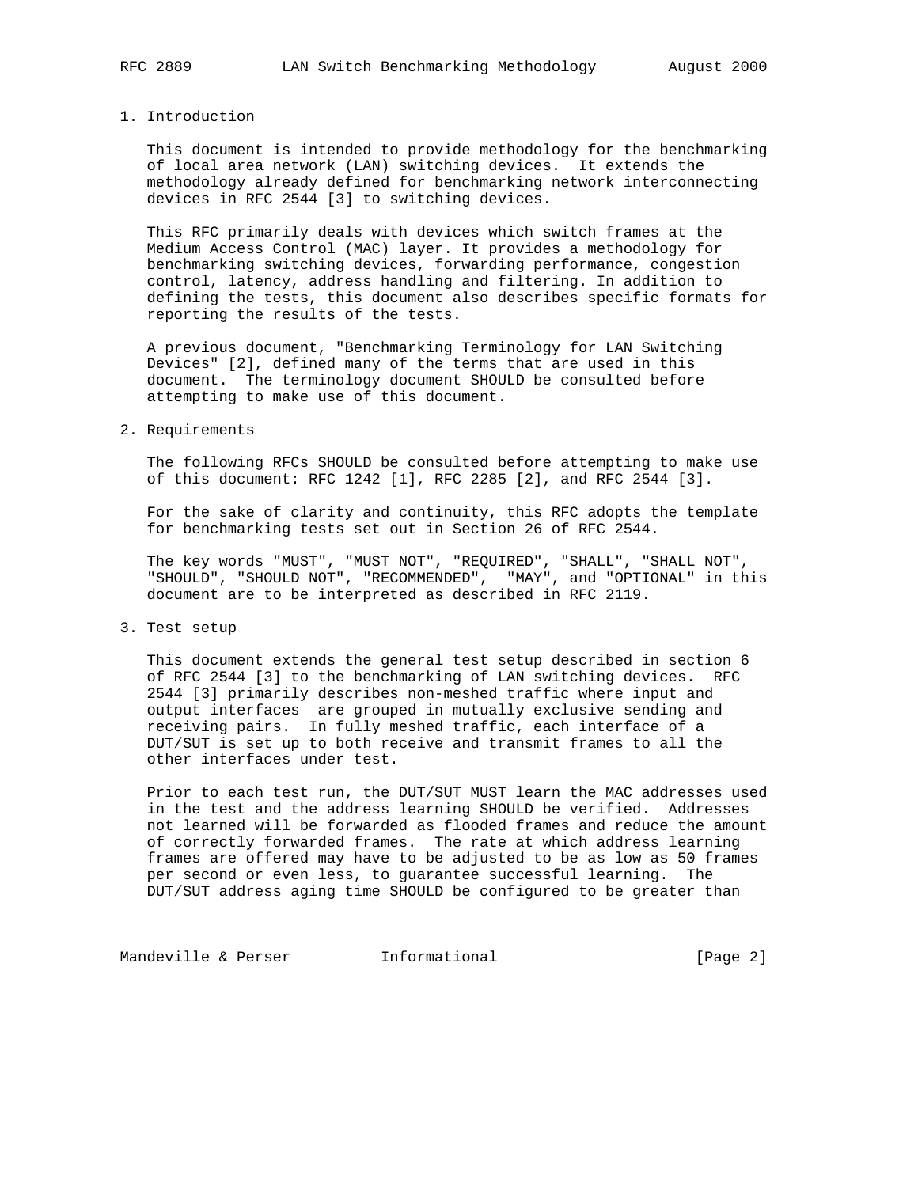## 1. Introduction

This document is intended to provide methodology for the benchmarking of local area network (LAN) switching devices. It extends the methodology already defined for benchmarking network interconnecting devices in RFC 2544 [3] to switching devices.

This RFC primarily deals with devices which switch frames at the Medium Access Control (MAC) layer. It provides a methodology for benchmarking switching devices, forwarding performance, congestion control, latency, address handling and filtering. In addition to defining the tests, this document also describes specific formats for reporting the results of the tests.

A previous document, "Benchmarking Terminology for LAN Switching Devices" [2], defined many of the terms that are used in this document. The terminology document SHOULD be consulted before attempting to make use of this document.

## 2. Requirements

The following RFCs SHOULD be consulted before attempting to make use of this document: RFC 1242 [1], RFC 2285 [2], and RFC 2544 [3].

For the sake of clarity and continuity, this RFC adopts the template for benchmarking tests set out in Section 26 of RFC 2544.

The key words "MUST", "MUST NOT", "REQUIRED", "SHALL", "SHALL NOT", "SHOULD", "SHOULD NOT", "RECOMMENDED", "MAY", and "OPTIONAL" in this document are to be interpreted as described in RFC 2119.

## 3. Test setup

This document extends the general test setup described in section 6 of RFC 2544 [3] to the benchmarking of LAN switching devices. RFC 2544 [3] primarily describes non-meshed traffic where input and output interfaces are grouped in mutually exclusive sending and receiving pairs. In fully meshed traffic, each interface of a DUT/SUT is set up to both receive and transmit frames to all the other interfaces under test.

Prior to each test run, the DUT/SUT MUST learn the MAC addresses used in the test and the address learning SHOULD be verified. Addresses not learned will be forwarded as flooded frames and reduce the amount of correctly forwarded frames. The rate at which address learning frames are offered may have to be adjusted to be as low as 50 frames per second or even less, to guarantee successful learning. The DUT/SUT address aging time SHOULD be configured to be greater than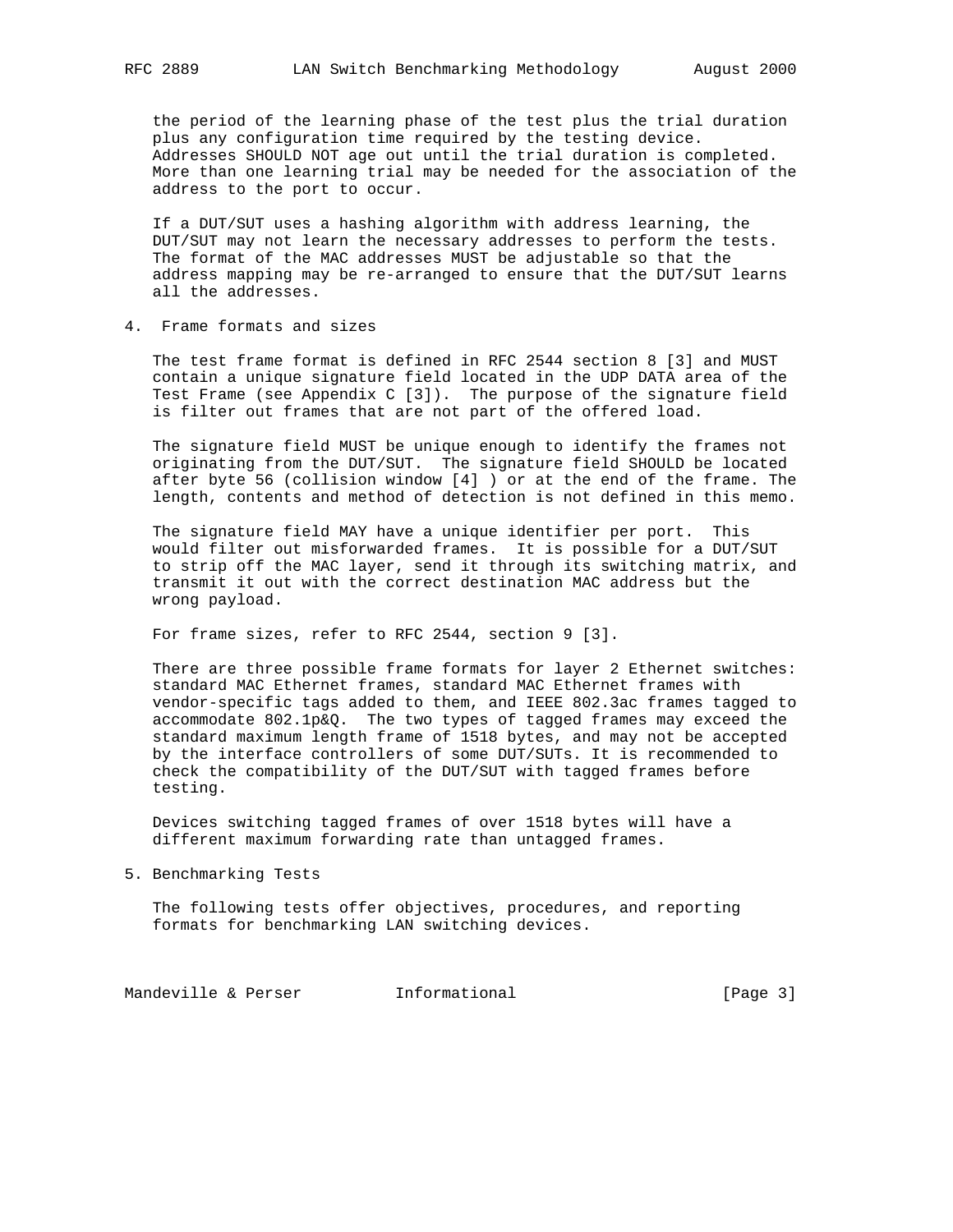the period of the learning phase of the test plus the trial duration plus any configuration time required by the testing device. Addresses SHOULD NOT age out until the trial duration is completed. More than one learning trial may be needed for the association of the address to the port to occur.

If a DUT/SUT uses a hashing algorithm with address learning, the DUT/SUT may not learn the necessary addresses to perform the tests. The format of the MAC addresses MUST be adjustable so that the address mapping may be re-arranged to ensure that the DUT/SUT learns all the addresses.

## 4. Frame formats and sizes

The test frame format is defined in RFC 2544 section 8 [3] and MUST contain a unique signature field located in the UDP DATA area of the Test Frame (see Appendix C [3]). The purpose of the signature field is filter out frames that are not part of the offered load.

The signature field MUST be unique enough to identify the frames not originating from the DUT/SUT. The signature field SHOULD be located after byte 56 (collision window [4] ) or at the end of the frame. The length, contents and method of detection is not defined in this memo.

The signature field MAY have a unique identifier per port. This would filter out misforwarded frames. It is possible for a DUT/SUT to strip off the MAC layer, send it through its switching matrix, and transmit it out with the correct destination MAC address but the wrong payload.

For frame sizes, refer to RFC 2544, section 9 [3].

There are three possible frame formats for layer 2 Ethernet switches: standard MAC Ethernet frames, standard MAC Ethernet frames with vendor-specific tags added to them, and IEEE 802.3ac frames tagged to accommodate 802.1p&Q. The two types of tagged frames may exceed the standard maximum length frame of 1518 bytes, and may not be accepted by the interface controllers of some DUT/SUTs. It is recommended to check the compatibility of the DUT/SUT with tagged frames before testing.

Devices switching tagged frames of over 1518 bytes will have a different maximum forwarding rate than untagged frames.

## 5. Benchmarking Tests

The following tests offer objectives, procedures, and reporting formats for benchmarking LAN switching devices.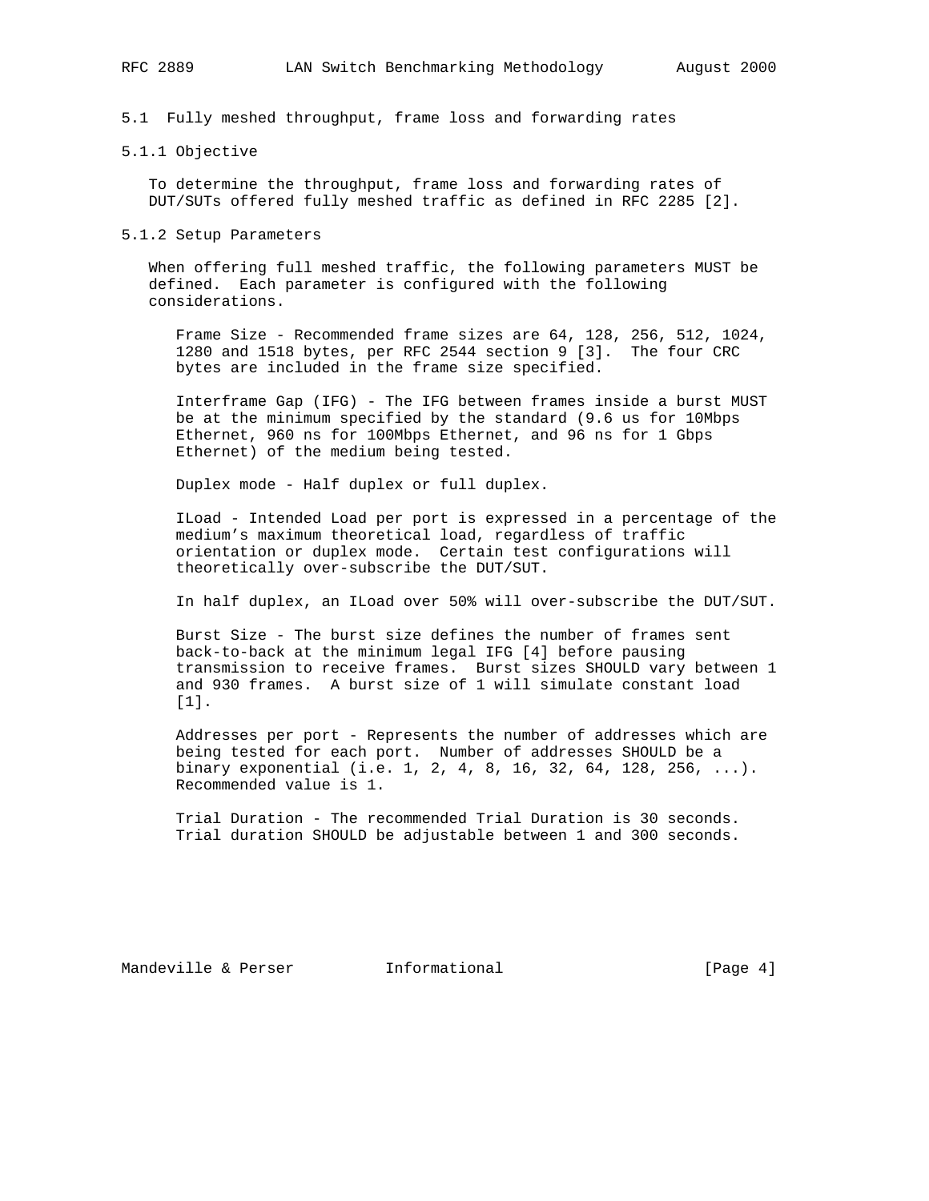## 5.1 Fully meshed throughput, frame loss and forwarding rates

### 5.1.1 Objective

To determine the throughput, frame loss and forwarding rates of DUT/SUTs offered fully meshed traffic as defined in RFC 2285 [2].

### 5.1.2 Setup Parameters

When offering full meshed traffic, the following parameters MUST be defined. Each parameter is configured with the following considerations.

Frame Size - Recommended frame sizes are 64, 128, 256, 512, 1024, 1280 and 1518 bytes, per RFC 2544 section 9 [3]. The four CRC bytes are included in the frame size specified.

Interframe Gap (IFG) - The IFG between frames inside a burst MUST be at the minimum specified by the standard (9.6 us for 10Mbps Ethernet, 960 ns for 100Mbps Ethernet, and 96 ns for 1 Gbps Ethernet) of the medium being tested.

Duplex mode - Half duplex or full duplex.

ILoad - Intended Load per port is expressed in a percentage of the medium's maximum theoretical load, regardless of traffic orientation or duplex mode. Certain test configurations will theoretically over-subscribe the DUT/SUT.

In half duplex, an ILoad over 50% will over-subscribe the DUT/SUT.

Burst Size - The burst size defines the number of frames sent back-to-back at the minimum legal IFG [4] before pausing transmission to receive frames. Burst sizes SHOULD vary between 1 and 930 frames. A burst size of 1 will simulate constant load [1].

Addresses per port - Represents the number of addresses which are being tested for each port. Number of addresses SHOULD be a binary exponential (i.e. 1, 2, 4, 8, 16, 32, 64, 128, 256, ...). Recommended value is 1.

Trial Duration - The recommended Trial Duration is 30 seconds. Trial duration SHOULD be adjustable between 1 and 300 seconds.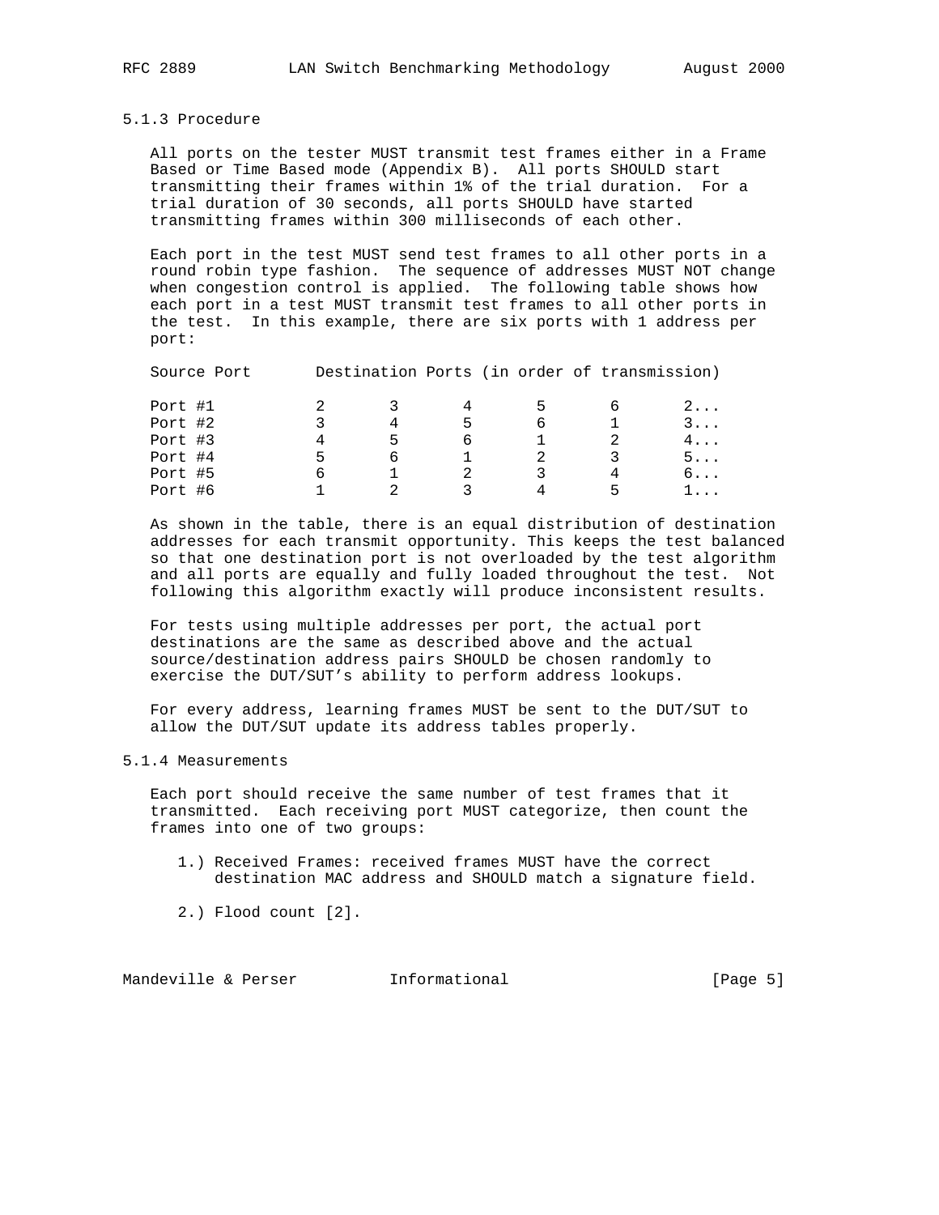### 5.1.3 Procedure

All ports on the tester MUST transmit test frames either in a Frame Based or Time Based mode (Appendix B). All ports SHOULD start transmitting their frames within 1% of the trial duration. For a trial duration of 30 seconds, all ports SHOULD have started transmitting frames within 300 milliseconds of each other.

Each port in the test MUST send test frames to all other ports in a round robin type fashion. The sequence of addresses MUST NOT change when congestion control is applied. The following table shows how each port in a test MUST transmit test frames to all other ports in the test. In this example, there are six ports with 1 address per port:

| Source Port | Destination Ports (in order of transmission) | | | | | |
|---|---|---|---|---|---|---|
| Port #1 | 2 | 3 | 4 | 5 | 6 | 2... |
| Port #2 | 3 | 4 | 5 | 6 | 1 | 3... |
| Port #3 | 4 | 5 | 6 | 1 | 2 | 4... |
| Port #4 | 5 | 6 | 1 | 2 | 3 | 5... |
| Port #5 | 6 | 1 | 2 | 3 | 4 | 6... |
| Port #6 | 1 | 2 | 3 | 4 | 5 | 1... |

As shown in the table, there is an equal distribution of destination addresses for each transmit opportunity. This keeps the test balanced so that one destination port is not overloaded by the test algorithm and all ports are equally and fully loaded throughout the test. Not following this algorithm exactly will produce inconsistent results.

For tests using multiple addresses per port, the actual port destinations are the same as described above and the actual source/destination address pairs SHOULD be chosen randomly to exercise the DUT/SUT's ability to perform address lookups.

For every address, learning frames MUST be sent to the DUT/SUT to allow the DUT/SUT update its address tables properly.

### 5.1.4 Measurements

Each port should receive the same number of test frames that it transmitted. Each receiving port MUST categorize, then count the frames into one of two groups:

1.) Received Frames: received frames MUST have the correct destination MAC address and SHOULD match a signature field.

2.) Flood count [2].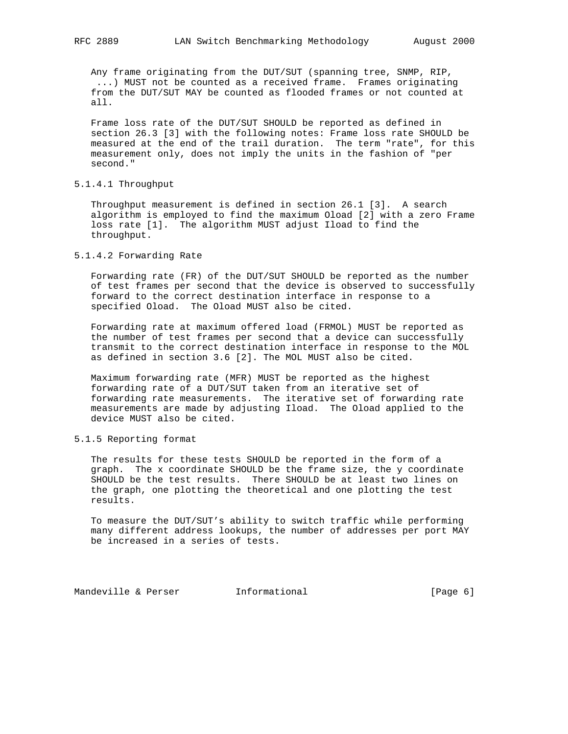Any frame originating from the DUT/SUT (spanning tree, SNMP, RIP, ...) MUST not be counted as a received frame. Frames originating from the DUT/SUT MAY be counted as flooded frames or not counted at all.

Frame loss rate of the DUT/SUT SHOULD be reported as defined in section 26.3 [3] with the following notes: Frame loss rate SHOULD be measured at the end of the trail duration. The term "rate", for this measurement only, does not imply the units in the fashion of "per second."

#### 5.1.4.1 Throughput

Throughput measurement is defined in section 26.1 [3]. A search algorithm is employed to find the maximum Oload [2] with a zero Frame loss rate [1]. The algorithm MUST adjust Iload to find the throughput.

#### 5.1.4.2 Forwarding Rate

Forwarding rate (FR) of the DUT/SUT SHOULD be reported as the number of test frames per second that the device is observed to successfully forward to the correct destination interface in response to a specified Oload. The Oload MUST also be cited.

Forwarding rate at maximum offered load (FRMOL) MUST be reported as the number of test frames per second that a device can successfully transmit to the correct destination interface in response to the MOL as defined in section 3.6 [2]. The MOL MUST also be cited.

Maximum forwarding rate (MFR) MUST be reported as the highest forwarding rate of a DUT/SUT taken from an iterative set of forwarding rate measurements. The iterative set of forwarding rate measurements are made by adjusting Iload. The Oload applied to the device MUST also be cited.

### 5.1.5 Reporting format

The results for these tests SHOULD be reported in the form of a graph. The x coordinate SHOULD be the frame size, the y coordinate SHOULD be the test results. There SHOULD be at least two lines on the graph, one plotting the theoretical and one plotting the test results.

To measure the DUT/SUT's ability to switch traffic while performing many different address lookups, the number of addresses per port MAY be increased in a series of tests.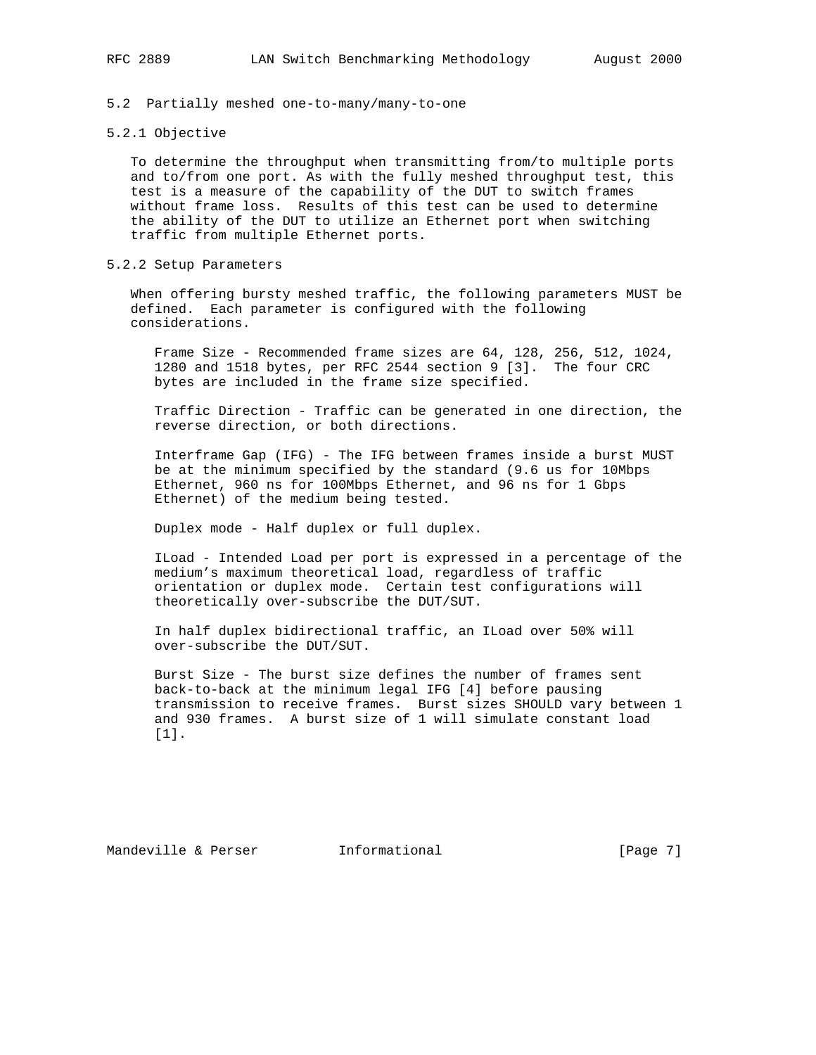## 5.2 Partially meshed one-to-many/many-to-one

### 5.2.1 Objective

To determine the throughput when transmitting from/to multiple ports and to/from one port. As with the fully meshed throughput test, this test is a measure of the capability of the DUT to switch frames without frame loss. Results of this test can be used to determine the ability of the DUT to utilize an Ethernet port when switching traffic from multiple Ethernet ports.

### 5.2.2 Setup Parameters

When offering bursty meshed traffic, the following parameters MUST be defined. Each parameter is configured with the following considerations.

Frame Size - Recommended frame sizes are 64, 128, 256, 512, 1024, 1280 and 1518 bytes, per RFC 2544 section 9 [3]. The four CRC bytes are included in the frame size specified.

Traffic Direction - Traffic can be generated in one direction, the reverse direction, or both directions.

Interframe Gap (IFG) - The IFG between frames inside a burst MUST be at the minimum specified by the standard (9.6 us for 10Mbps Ethernet, 960 ns for 100Mbps Ethernet, and 96 ns for 1 Gbps Ethernet) of the medium being tested.

Duplex mode - Half duplex or full duplex.

ILoad - Intended Load per port is expressed in a percentage of the medium's maximum theoretical load, regardless of traffic orientation or duplex mode. Certain test configurations will theoretically over-subscribe the DUT/SUT.

In half duplex bidirectional traffic, an ILoad over 50% will over-subscribe the DUT/SUT.

Burst Size - The burst size defines the number of frames sent back-to-back at the minimum legal IFG [4] before pausing transmission to receive frames. Burst sizes SHOULD vary between 1 and 930 frames. A burst size of 1 will simulate constant load [1].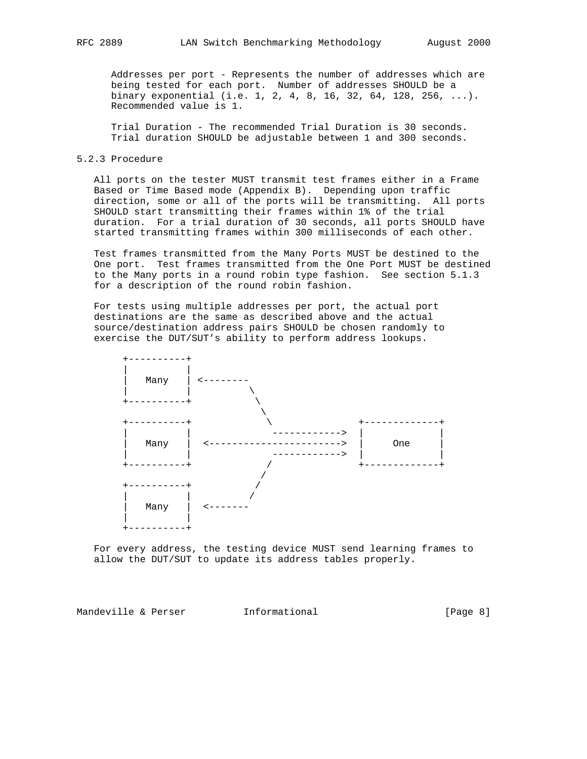Addresses per port - Represents the number of addresses which are being tested for each port. Number of addresses SHOULD be a binary exponential (i.e. 1, 2, 4, 8, 16, 32, 64, 128, 256, ...). Recommended value is 1.

Trial Duration - The recommended Trial Duration is 30 seconds. Trial duration SHOULD be adjustable between 1 and 300 seconds.

### 5.2.3 Procedure

All ports on the tester MUST transmit test frames either in a Frame Based or Time Based mode (Appendix B). Depending upon traffic direction, some or all of the ports will be transmitting. All ports SHOULD start transmitting their frames within 1% of the trial duration. For a trial duration of 30 seconds, all ports SHOULD have started transmitting frames within 300 milliseconds of each other.

Test frames transmitted from the Many Ports MUST be destined to the One port. Test frames transmitted from the One Port MUST be destined to the Many ports in a round robin type fashion. See section 5.1.3 for a description of the round robin fashion.

For tests using multiple addresses per port, the actual port destinations are the same as described above and the actual source/destination address pairs SHOULD be chosen randomly to exercise the DUT/SUT's ability to perform address lookups.

```
+----------+
|          |
|   Many   | <--------
|          |          \
+----------+           \
                        \
+----------+             \            +-------------+
|          |              ------------>  |             |
|   Many   |  <----------------------->  |     One     |
|          |              ------------>  |             |
+----------+             /            +-------------+
                        /
+----------+           /
|          |          /
|   Many   |  <-------
|          |
+----------+
```

For every address, the testing device MUST send learning frames to allow the DUT/SUT to update its address tables properly.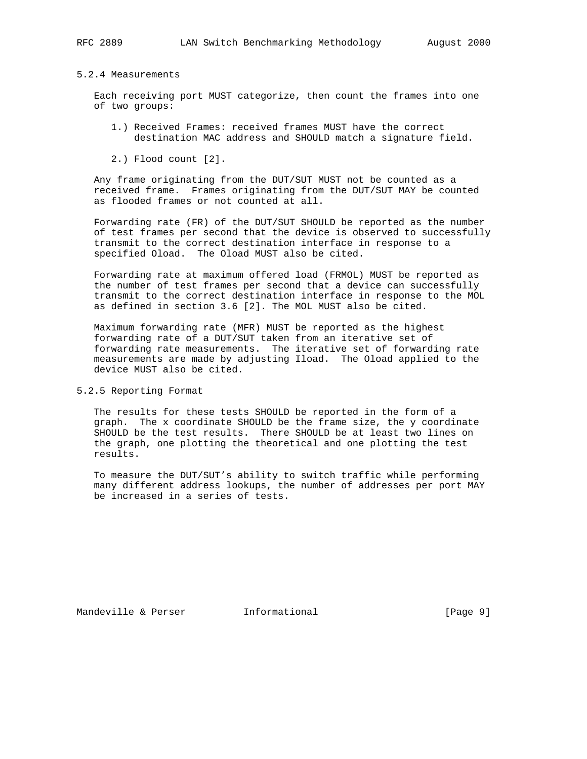### 5.2.4 Measurements

Each receiving port MUST categorize, then count the frames into one of two groups:

1.) Received Frames: received frames MUST have the correct destination MAC address and SHOULD match a signature field.

2.) Flood count [2].

Any frame originating from the DUT/SUT MUST not be counted as a received frame. Frames originating from the DUT/SUT MAY be counted as flooded frames or not counted at all.

Forwarding rate (FR) of the DUT/SUT SHOULD be reported as the number of test frames per second that the device is observed to successfully transmit to the correct destination interface in response to a specified Oload. The Oload MUST also be cited.

Forwarding rate at maximum offered load (FRMOL) MUST be reported as the number of test frames per second that a device can successfully transmit to the correct destination interface in response to the MOL as defined in section 3.6 [2]. The MOL MUST also be cited.

Maximum forwarding rate (MFR) MUST be reported as the highest forwarding rate of a DUT/SUT taken from an iterative set of forwarding rate measurements. The iterative set of forwarding rate measurements are made by adjusting Iload. The Oload applied to the device MUST also be cited.

### 5.2.5 Reporting Format

The results for these tests SHOULD be reported in the form of a graph. The x coordinate SHOULD be the frame size, the y coordinate SHOULD be the test results. There SHOULD be at least two lines on the graph, one plotting the theoretical and one plotting the test results.

To measure the DUT/SUT's ability to switch traffic while performing many different address lookups, the number of addresses per port MAY be increased in a series of tests.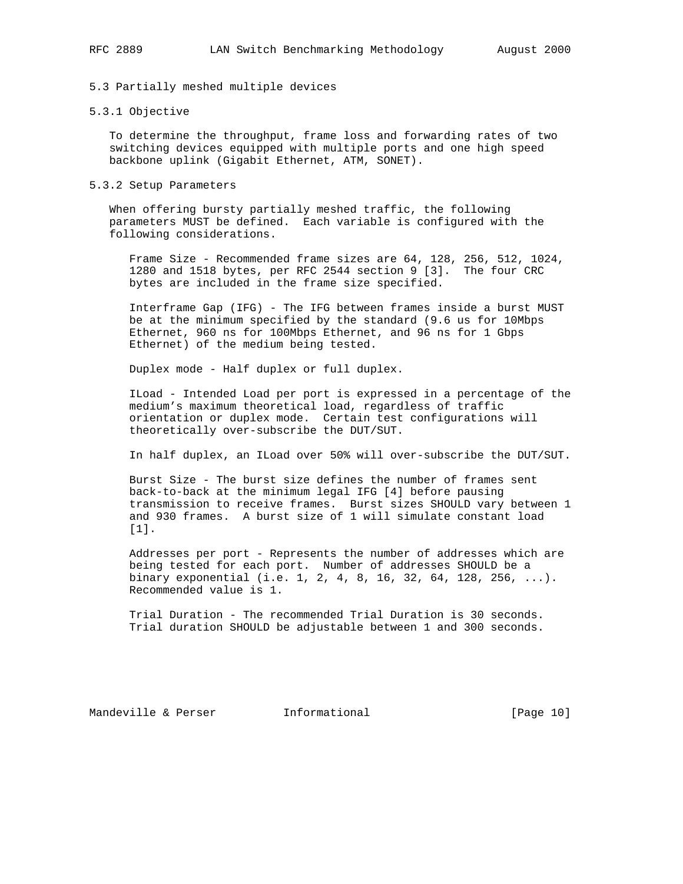### 5.3 Partially meshed multiple devices

#### 5.3.1 Objective

To determine the throughput, frame loss and forwarding rates of two switching devices equipped with multiple ports and one high speed backbone uplink (Gigabit Ethernet, ATM, SONET).

#### 5.3.2 Setup Parameters

When offering bursty partially meshed traffic, the following parameters MUST be defined. Each variable is configured with the following considerations.

Frame Size - Recommended frame sizes are 64, 128, 256, 512, 1024, 1280 and 1518 bytes, per RFC 2544 section 9 [3]. The four CRC bytes are included in the frame size specified.

Interframe Gap (IFG) - The IFG between frames inside a burst MUST be at the minimum specified by the standard (9.6 us for 10Mbps Ethernet, 960 ns for 100Mbps Ethernet, and 96 ns for 1 Gbps Ethernet) of the medium being tested.

Duplex mode - Half duplex or full duplex.

ILoad - Intended Load per port is expressed in a percentage of the medium's maximum theoretical load, regardless of traffic orientation or duplex mode. Certain test configurations will theoretically over-subscribe the DUT/SUT.

In half duplex, an ILoad over 50% will over-subscribe the DUT/SUT.

Burst Size - The burst size defines the number of frames sent back-to-back at the minimum legal IFG [4] before pausing transmission to receive frames. Burst sizes SHOULD vary between 1 and 930 frames. A burst size of 1 will simulate constant load [1].

Addresses per port - Represents the number of addresses which are being tested for each port. Number of addresses SHOULD be a binary exponential (i.e. 1, 2, 4, 8, 16, 32, 64, 128, 256, ...). Recommended value is 1.

Trial Duration - The recommended Trial Duration is 30 seconds. Trial duration SHOULD be adjustable between 1 and 300 seconds.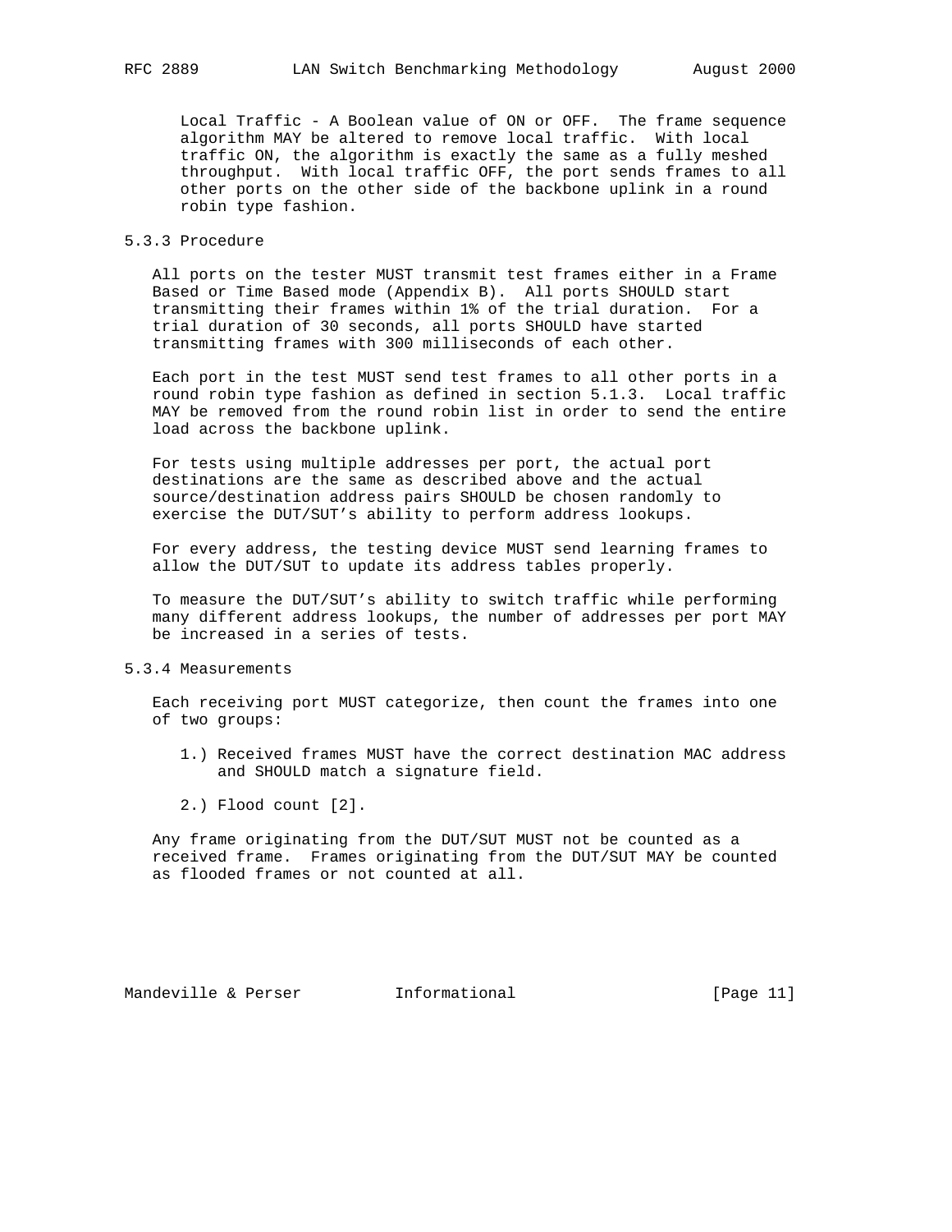Local Traffic - A Boolean value of ON or OFF. The frame sequence algorithm MAY be altered to remove local traffic. With local traffic ON, the algorithm is exactly the same as a fully meshed throughput. With local traffic OFF, the port sends frames to all other ports on the other side of the backbone uplink in a round robin type fashion.

### 5.3.3 Procedure

All ports on the tester MUST transmit test frames either in a Frame Based or Time Based mode (Appendix B). All ports SHOULD start transmitting their frames within 1% of the trial duration. For a trial duration of 30 seconds, all ports SHOULD have started transmitting frames with 300 milliseconds of each other.

Each port in the test MUST send test frames to all other ports in a round robin type fashion as defined in section 5.1.3. Local traffic MAY be removed from the round robin list in order to send the entire load across the backbone uplink.

For tests using multiple addresses per port, the actual port destinations are the same as described above and the actual source/destination address pairs SHOULD be chosen randomly to exercise the DUT/SUT's ability to perform address lookups.

For every address, the testing device MUST send learning frames to allow the DUT/SUT to update its address tables properly.

To measure the DUT/SUT's ability to switch traffic while performing many different address lookups, the number of addresses per port MAY be increased in a series of tests.

### 5.3.4 Measurements

Each receiving port MUST categorize, then count the frames into one of two groups:

1.) Received frames MUST have the correct destination MAC address and SHOULD match a signature field.

2.) Flood count [2].

Any frame originating from the DUT/SUT MUST not be counted as a received frame. Frames originating from the DUT/SUT MAY be counted as flooded frames or not counted at all.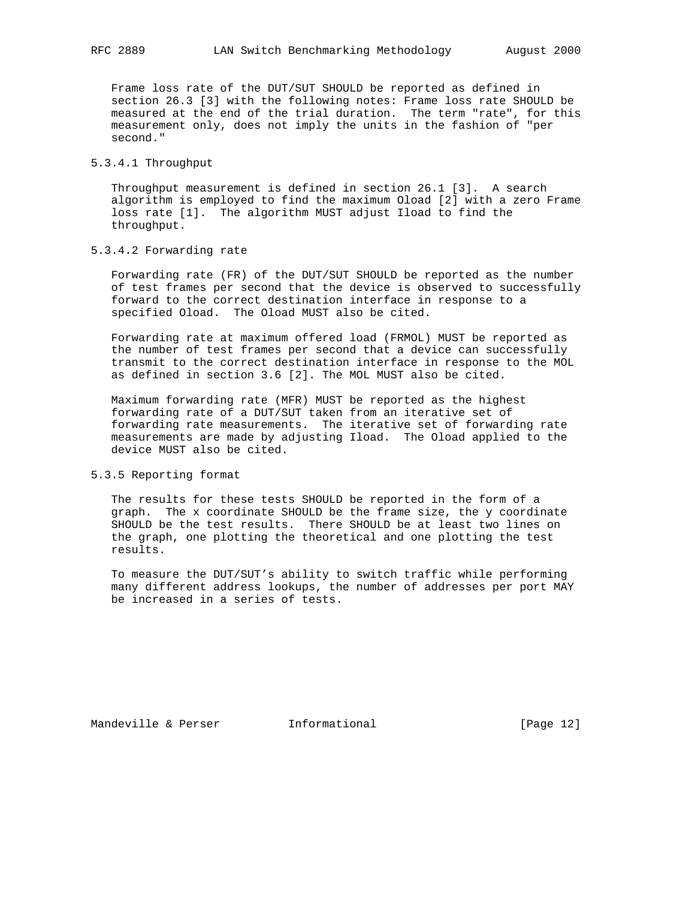Frame loss rate of the DUT/SUT SHOULD be reported as defined in section 26.3 [3] with the following notes: Frame loss rate SHOULD be measured at the end of the trial duration. The term "rate", for this measurement only, does not imply the units in the fashion of "per second."

#### 5.3.4.1 Throughput

Throughput measurement is defined in section 26.1 [3]. A search algorithm is employed to find the maximum Oload [2] with a zero Frame loss rate [1]. The algorithm MUST adjust Iload to find the throughput.

#### 5.3.4.2 Forwarding rate

Forwarding rate (FR) of the DUT/SUT SHOULD be reported as the number of test frames per second that the device is observed to successfully forward to the correct destination interface in response to a specified Oload. The Oload MUST also be cited.

Forwarding rate at maximum offered load (FRMOL) MUST be reported as the number of test frames per second that a device can successfully transmit to the correct destination interface in response to the MOL as defined in section 3.6 [2]. The MOL MUST also be cited.

Maximum forwarding rate (MFR) MUST be reported as the highest forwarding rate of a DUT/SUT taken from an iterative set of forwarding rate measurements. The iterative set of forwarding rate measurements are made by adjusting Iload. The Oload applied to the device MUST also be cited.

### 5.3.5 Reporting format

The results for these tests SHOULD be reported in the form of a graph. The x coordinate SHOULD be the frame size, the y coordinate SHOULD be the test results. There SHOULD be at least two lines on the graph, one plotting the theoretical and one plotting the test results.

To measure the DUT/SUT's ability to switch traffic while performing many different address lookups, the number of addresses per port MAY be increased in a series of tests.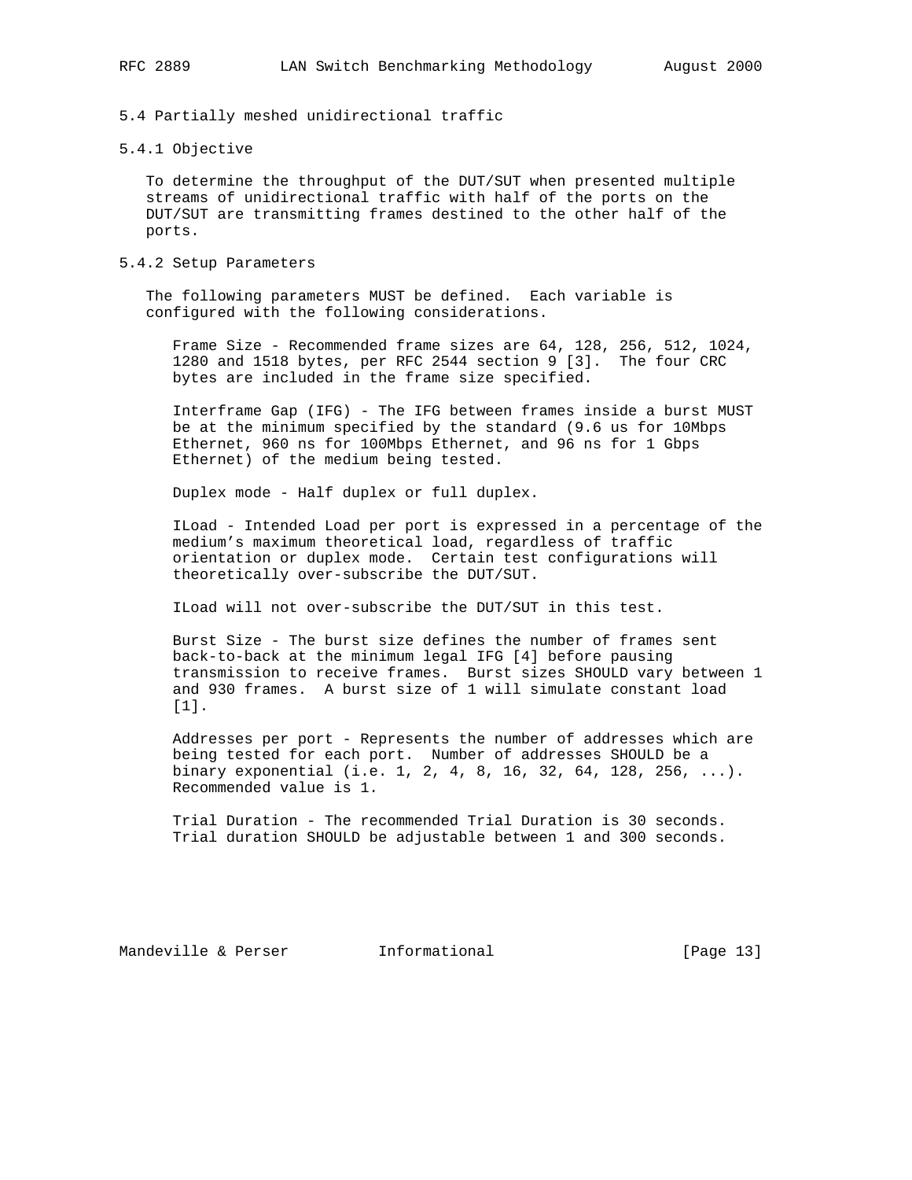### 5.4 Partially meshed unidirectional traffic

#### 5.4.1 Objective

To determine the throughput of the DUT/SUT when presented multiple streams of unidirectional traffic with half of the ports on the DUT/SUT are transmitting frames destined to the other half of the ports.

#### 5.4.2 Setup Parameters

The following parameters MUST be defined. Each variable is configured with the following considerations.

Frame Size - Recommended frame sizes are 64, 128, 256, 512, 1024, 1280 and 1518 bytes, per RFC 2544 section 9 [3]. The four CRC bytes are included in the frame size specified.

Interframe Gap (IFG) - The IFG between frames inside a burst MUST be at the minimum specified by the standard (9.6 us for 10Mbps Ethernet, 960 ns for 100Mbps Ethernet, and 96 ns for 1 Gbps Ethernet) of the medium being tested.

Duplex mode - Half duplex or full duplex.

ILoad - Intended Load per port is expressed in a percentage of the medium's maximum theoretical load, regardless of traffic orientation or duplex mode. Certain test configurations will theoretically over-subscribe the DUT/SUT.

ILoad will not over-subscribe the DUT/SUT in this test.

Burst Size - The burst size defines the number of frames sent back-to-back at the minimum legal IFG [4] before pausing transmission to receive frames. Burst sizes SHOULD vary between 1 and 930 frames. A burst size of 1 will simulate constant load [1].

Addresses per port - Represents the number of addresses which are being tested for each port. Number of addresses SHOULD be a binary exponential (i.e. 1, 2, 4, 8, 16, 32, 64, 128, 256, ...). Recommended value is 1.

Trial Duration - The recommended Trial Duration is 30 seconds. Trial duration SHOULD be adjustable between 1 and 300 seconds.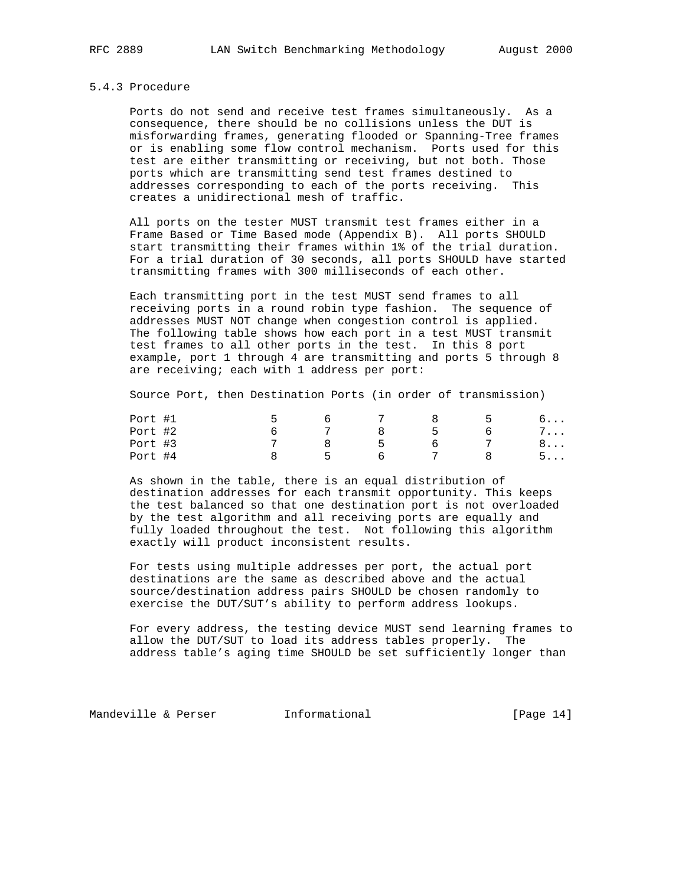### 5.4.3 Procedure

Ports do not send and receive test frames simultaneously. As a consequence, there should be no collisions unless the DUT is misforwarding frames, generating flooded or Spanning-Tree frames or is enabling some flow control mechanism. Ports used for this test are either transmitting or receiving, but not both. Those ports which are transmitting send test frames destined to addresses corresponding to each of the ports receiving. This creates a unidirectional mesh of traffic.

All ports on the tester MUST transmit test frames either in a Frame Based or Time Based mode (Appendix B). All ports SHOULD start transmitting their frames within 1% of the trial duration. For a trial duration of 30 seconds, all ports SHOULD have started transmitting frames with 300 milliseconds of each other.

Each transmitting port in the test MUST send frames to all receiving ports in a round robin type fashion. The sequence of addresses MUST NOT change when congestion control is applied. The following table shows how each port in a test MUST transmit test frames to all other ports in the test. In this 8 port example, port 1 through 4 are transmitting and ports 5 through 8 are receiving; each with 1 address per port:

Source Port, then Destination Ports (in order of transmission)

```
Port #1          5      6      7      8      5      6...
Port #2          6      7      8      5      6      7...
Port #3          7      8      5      6      7      8...
Port #4          8      5      6      7      8      5...
```

As shown in the table, there is an equal distribution of destination addresses for each transmit opportunity. This keeps the test balanced so that one destination port is not overloaded by the test algorithm and all receiving ports are equally and fully loaded throughout the test. Not following this algorithm exactly will product inconsistent results.

For tests using multiple addresses per port, the actual port destinations are the same as described above and the actual source/destination address pairs SHOULD be chosen randomly to exercise the DUT/SUT's ability to perform address lookups.

For every address, the testing device MUST send learning frames to allow the DUT/SUT to load its address tables properly. The address table's aging time SHOULD be set sufficiently longer than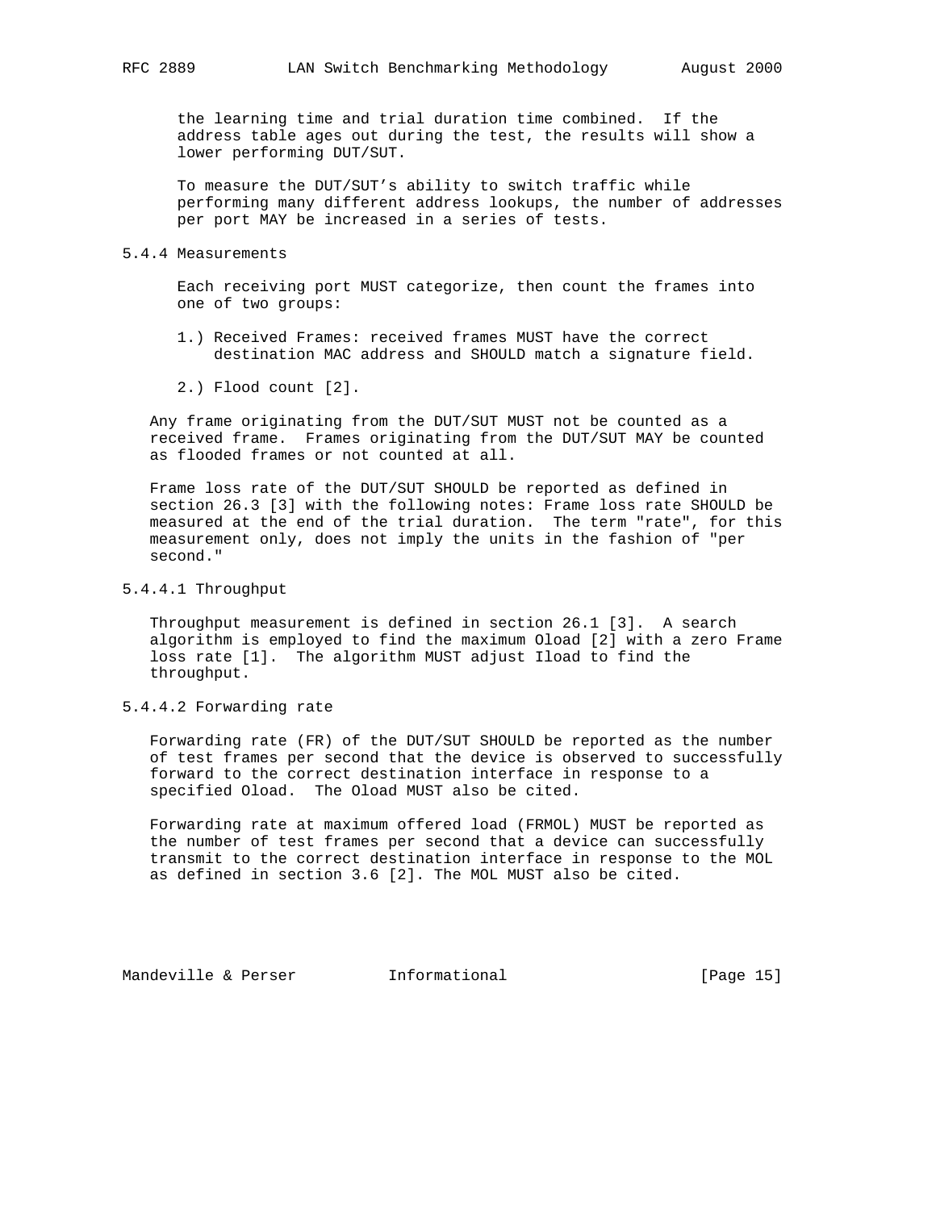the learning time and trial duration time combined. If the address table ages out during the test, the results will show a lower performing DUT/SUT.

To measure the DUT/SUT's ability to switch traffic while performing many different address lookups, the number of addresses per port MAY be increased in a series of tests.

#### 5.4.4 Measurements

Each receiving port MUST categorize, then count the frames into one of two groups:

1.) Received Frames: received frames MUST have the correct destination MAC address and SHOULD match a signature field.

2.) Flood count [2].

Any frame originating from the DUT/SUT MUST not be counted as a received frame. Frames originating from the DUT/SUT MAY be counted as flooded frames or not counted at all.

Frame loss rate of the DUT/SUT SHOULD be reported as defined in section 26.3 [3] with the following notes: Frame loss rate SHOULD be measured at the end of the trial duration. The term "rate", for this measurement only, does not imply the units in the fashion of "per second."

##### 5.4.4.1 Throughput

Throughput measurement is defined in section 26.1 [3]. A search algorithm is employed to find the maximum Oload [2] with a zero Frame loss rate [1]. The algorithm MUST adjust Iload to find the throughput.

##### 5.4.4.2 Forwarding rate

Forwarding rate (FR) of the DUT/SUT SHOULD be reported as the number of test frames per second that the device is observed to successfully forward to the correct destination interface in response to a specified Oload. The Oload MUST also be cited.

Forwarding rate at maximum offered load (FRMOL) MUST be reported as the number of test frames per second that a device can successfully transmit to the correct destination interface in response to the MOL as defined in section 3.6 [2]. The MOL MUST also be cited.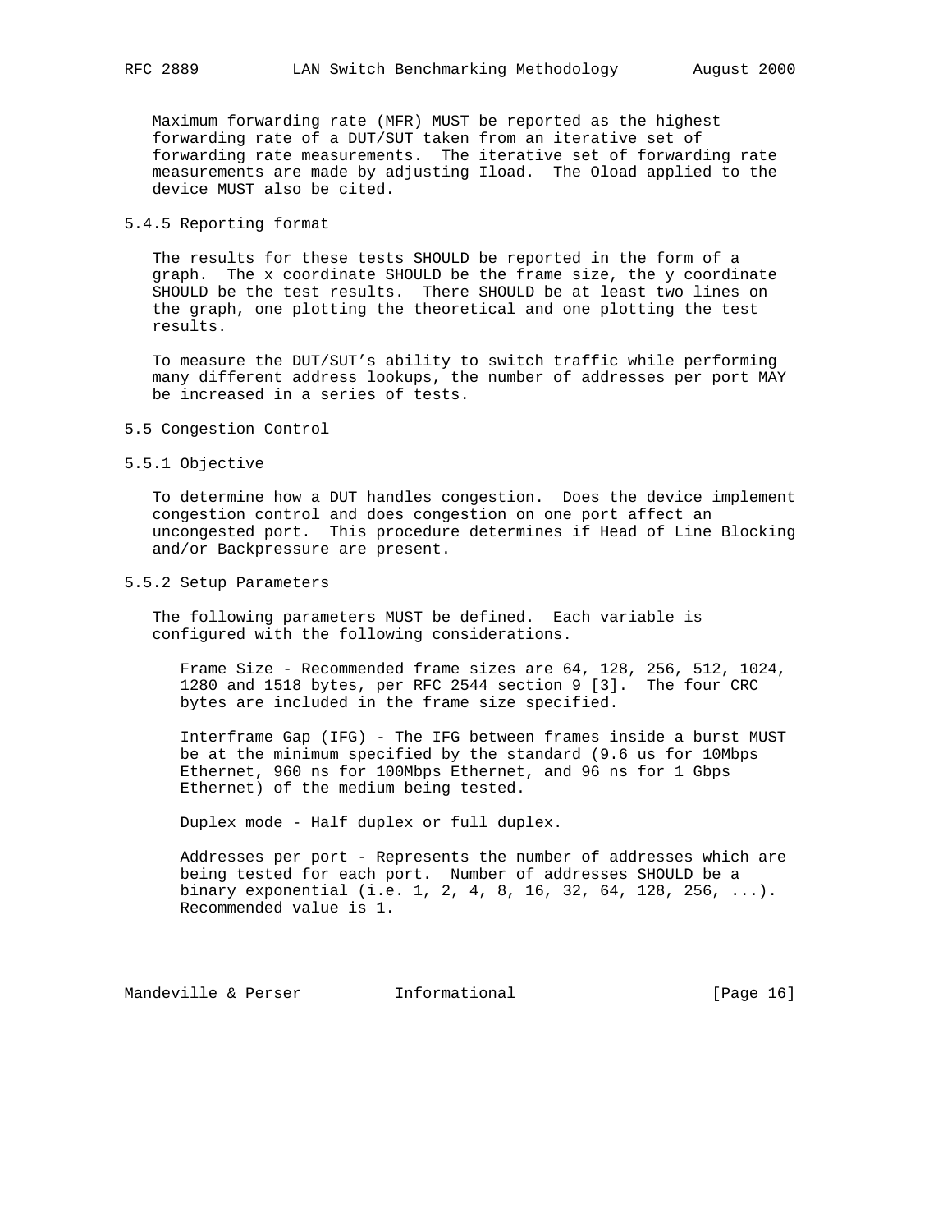Maximum forwarding rate (MFR) MUST be reported as the highest forwarding rate of a DUT/SUT taken from an iterative set of forwarding rate measurements. The iterative set of forwarding rate measurements are made by adjusting Iload. The Oload applied to the device MUST also be cited.

### 5.4.5 Reporting format

The results for these tests SHOULD be reported in the form of a graph. The x coordinate SHOULD be the frame size, the y coordinate SHOULD be the test results. There SHOULD be at least two lines on the graph, one plotting the theoretical and one plotting the test results.

To measure the DUT/SUT's ability to switch traffic while performing many different address lookups, the number of addresses per port MAY be increased in a series of tests.

## 5.5 Congestion Control

### 5.5.1 Objective

To determine how a DUT handles congestion. Does the device implement congestion control and does congestion on one port affect an uncongested port. This procedure determines if Head of Line Blocking and/or Backpressure are present.

### 5.5.2 Setup Parameters

The following parameters MUST be defined. Each variable is configured with the following considerations.

Frame Size - Recommended frame sizes are 64, 128, 256, 512, 1024, 1280 and 1518 bytes, per RFC 2544 section 9 [3]. The four CRC bytes are included in the frame size specified.

Interframe Gap (IFG) - The IFG between frames inside a burst MUST be at the minimum specified by the standard (9.6 us for 10Mbps Ethernet, 960 ns for 100Mbps Ethernet, and 96 ns for 1 Gbps Ethernet) of the medium being tested.

Duplex mode - Half duplex or full duplex.

Addresses per port - Represents the number of addresses which are being tested for each port. Number of addresses SHOULD be a binary exponential (i.e. 1, 2, 4, 8, 16, 32, 64, 128, 256, ...). Recommended value is 1.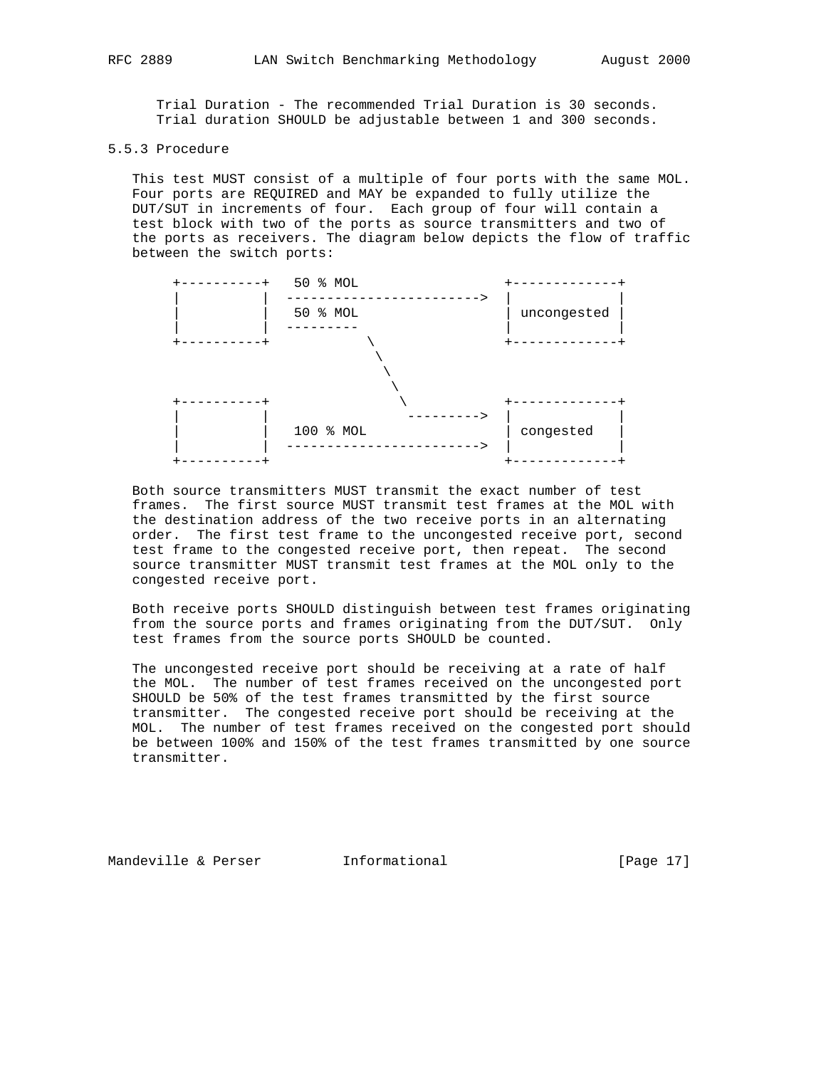Trial Duration - The recommended Trial Duration is 30 seconds. Trial duration SHOULD be adjustable between 1 and 300 seconds.

### 5.5.3 Procedure

This test MUST consist of a multiple of four ports with the same MOL. Four ports are REQUIRED and MAY be expanded to fully utilize the DUT/SUT in increments of four. Each group of four will contain a test block with two of the ports as source transmitters and two of the ports as receivers. The diagram below depicts the flow of traffic between the switch ports:

```
+----------+   50 % MOL                    +-------------+
|          |  ------------------------>  |             |
|          |   50 % MOL                  | uncongested |
|          |  ---------                  |             |
+----------+          \                  +-------------+
                       \
                        \
                         \
+----------+              \              +-------------+
|          |               --------->    |             |
|          |   100 % MOL                 | congested   |
|          |  ------------------------>  |             |
+----------+                             +-------------+
```

Both source transmitters MUST transmit the exact number of test frames. The first source MUST transmit test frames at the MOL with the destination address of the two receive ports in an alternating order. The first test frame to the uncongested receive port, second test frame to the congested receive port, then repeat. The second source transmitter MUST transmit test frames at the MOL only to the congested receive port.

Both receive ports SHOULD distinguish between test frames originating from the source ports and frames originating from the DUT/SUT. Only test frames from the source ports SHOULD be counted.

The uncongested receive port should be receiving at a rate of half the MOL. The number of test frames received on the uncongested port SHOULD be 50% of the test frames transmitted by the first source transmitter. The congested receive port should be receiving at the MOL. The number of test frames received on the congested port should be between 100% and 150% of the test frames transmitted by one source transmitter.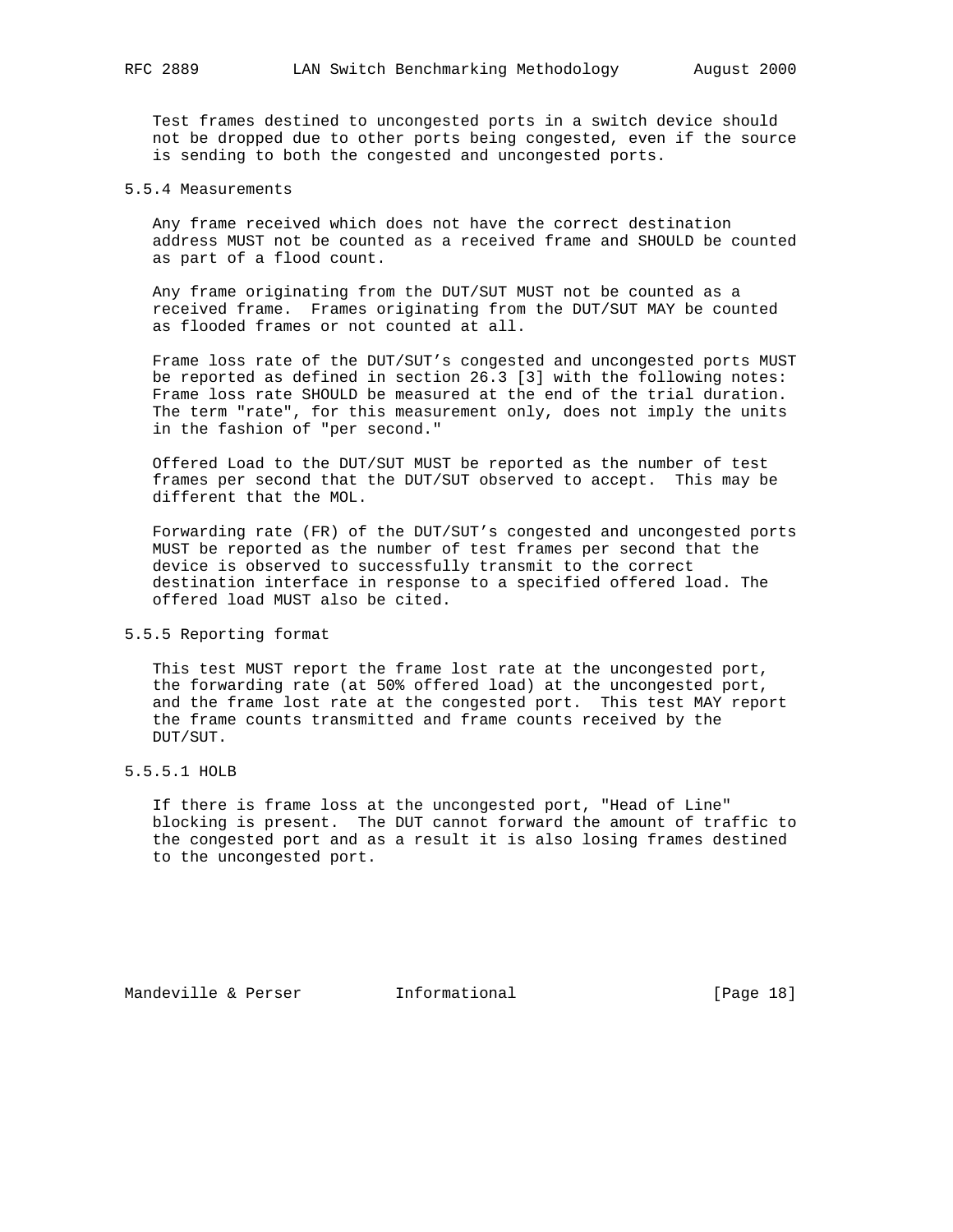Test frames destined to uncongested ports in a switch device should not be dropped due to other ports being congested, even if the source is sending to both the congested and uncongested ports.

### 5.5.4 Measurements

Any frame received which does not have the correct destination address MUST not be counted as a received frame and SHOULD be counted as part of a flood count.

Any frame originating from the DUT/SUT MUST not be counted as a received frame. Frames originating from the DUT/SUT MAY be counted as flooded frames or not counted at all.

Frame loss rate of the DUT/SUT's congested and uncongested ports MUST be reported as defined in section 26.3 [3] with the following notes: Frame loss rate SHOULD be measured at the end of the trial duration. The term "rate", for this measurement only, does not imply the units in the fashion of "per second."

Offered Load to the DUT/SUT MUST be reported as the number of test frames per second that the DUT/SUT observed to accept. This may be different that the MOL.

Forwarding rate (FR) of the DUT/SUT's congested and uncongested ports MUST be reported as the number of test frames per second that the device is observed to successfully transmit to the correct destination interface in response to a specified offered load. The offered load MUST also be cited.

### 5.5.5 Reporting format

This test MUST report the frame lost rate at the uncongested port, the forwarding rate (at 50% offered load) at the uncongested port, and the frame lost rate at the congested port. This test MAY report the frame counts transmitted and frame counts received by the DUT/SUT.

#### 5.5.5.1 HOLB

If there is frame loss at the uncongested port, "Head of Line" blocking is present. The DUT cannot forward the amount of traffic to the congested port and as a result it is also losing frames destined to the uncongested port.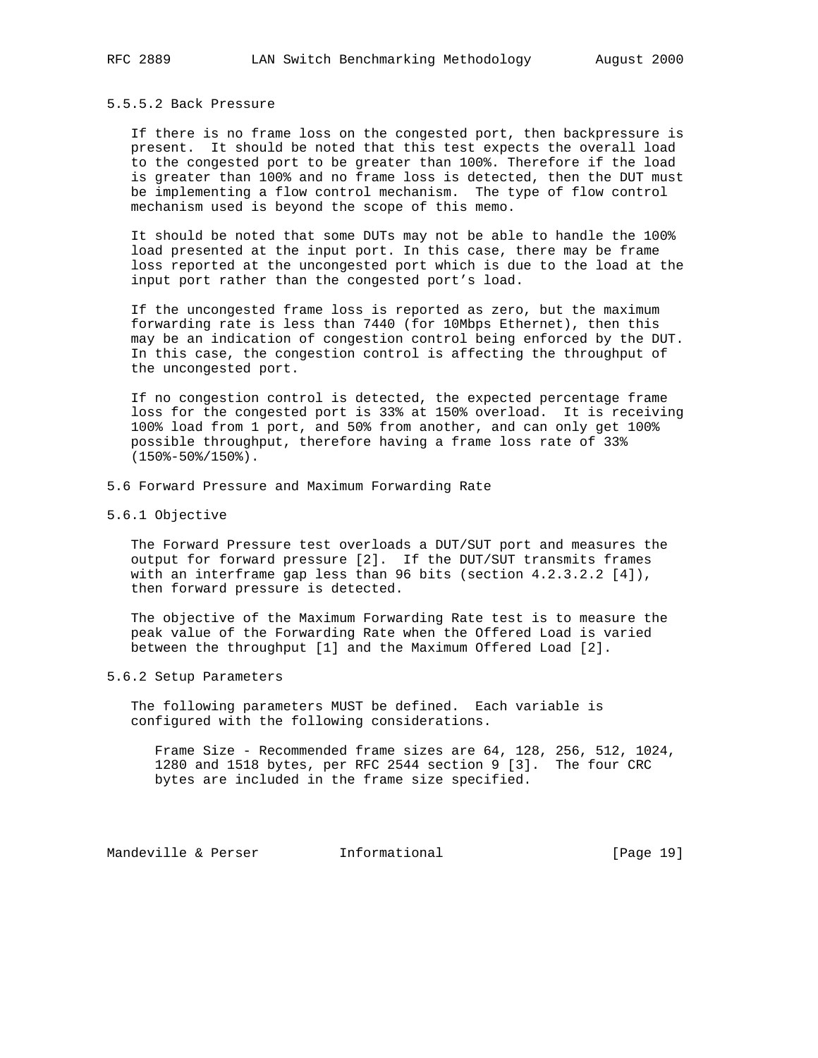#### 5.5.5.2 Back Pressure

If there is no frame loss on the congested port, then backpressure is present. It should be noted that this test expects the overall load to the congested port to be greater than 100%. Therefore if the load is greater than 100% and no frame loss is detected, then the DUT must be implementing a flow control mechanism. The type of flow control mechanism used is beyond the scope of this memo.

It should be noted that some DUTs may not be able to handle the 100% load presented at the input port. In this case, there may be frame loss reported at the uncongested port which is due to the load at the input port rather than the congested port's load.

If the uncongested frame loss is reported as zero, but the maximum forwarding rate is less than 7440 (for 10Mbps Ethernet), then this may be an indication of congestion control being enforced by the DUT. In this case, the congestion control is affecting the throughput of the uncongested port.

If no congestion control is detected, the expected percentage frame loss for the congested port is 33% at 150% overload. It is receiving 100% load from 1 port, and 50% from another, and can only get 100% possible throughput, therefore having a frame loss rate of 33% (150%-50%/150%).

## 5.6 Forward Pressure and Maximum Forwarding Rate

### 5.6.1 Objective

The Forward Pressure test overloads a DUT/SUT port and measures the output for forward pressure [2]. If the DUT/SUT transmits frames with an interframe gap less than 96 bits (section 4.2.3.2.2 [4]), then forward pressure is detected.

The objective of the Maximum Forwarding Rate test is to measure the peak value of the Forwarding Rate when the Offered Load is varied between the throughput [1] and the Maximum Offered Load [2].

### 5.6.2 Setup Parameters

The following parameters MUST be defined. Each variable is configured with the following considerations.

Frame Size - Recommended frame sizes are 64, 128, 256, 512, 1024, 1280 and 1518 bytes, per RFC 2544 section 9 [3]. The four CRC bytes are included in the frame size specified.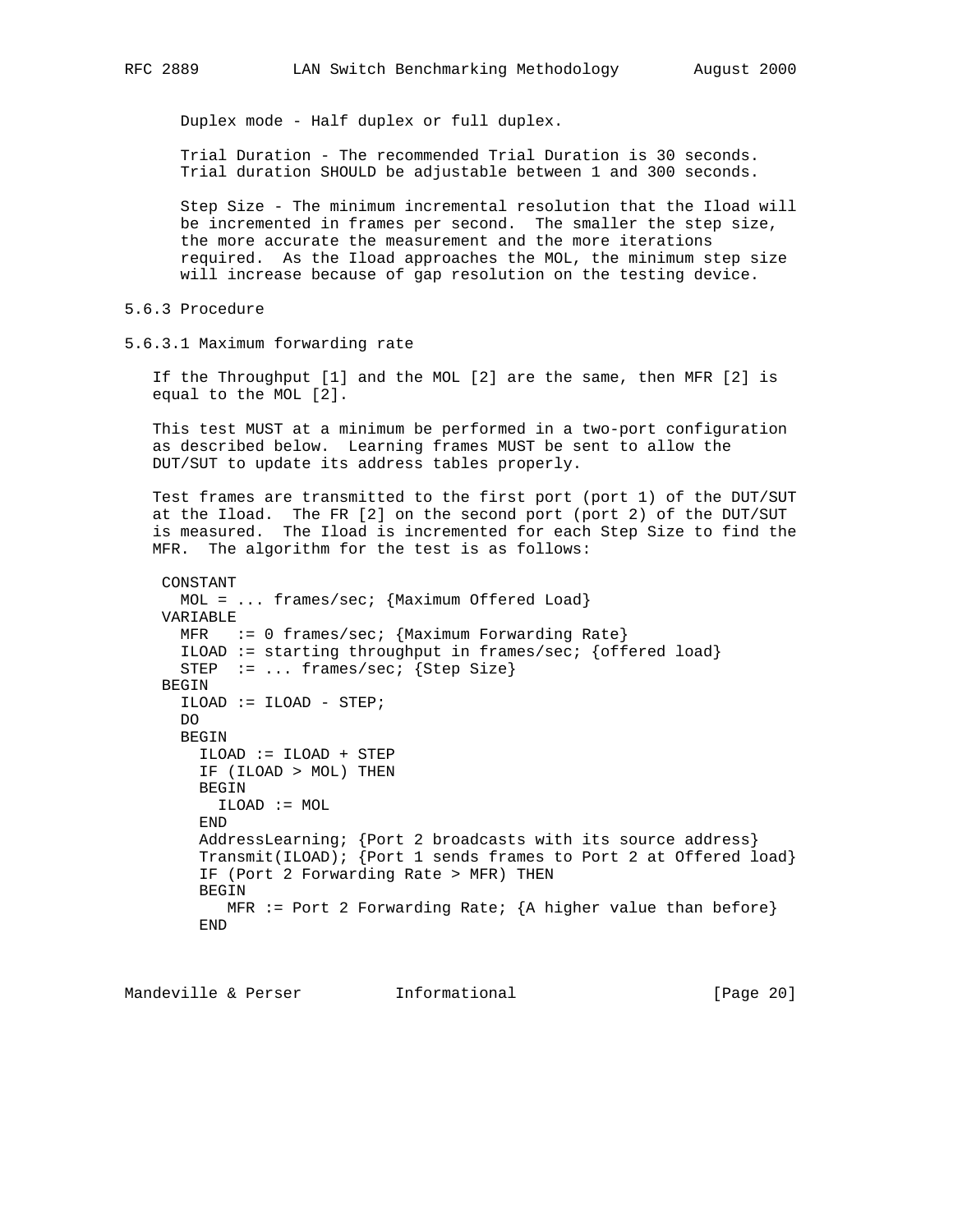Duplex mode - Half duplex or full duplex.

Trial Duration - The recommended Trial Duration is 30 seconds. Trial duration SHOULD be adjustable between 1 and 300 seconds.

Step Size - The minimum incremental resolution that the Iload will be incremented in frames per second. The smaller the step size, the more accurate the measurement and the more iterations required. As the Iload approaches the MOL, the minimum step size will increase because of gap resolution on the testing device.

### 5.6.3 Procedure

#### 5.6.3.1 Maximum forwarding rate

If the Throughput [1] and the MOL [2] are the same, then MFR [2] is equal to the MOL [2].

This test MUST at a minimum be performed in a two-port configuration as described below. Learning frames MUST be sent to allow the DUT/SUT to update its address tables properly.

Test frames are transmitted to the first port (port 1) of the DUT/SUT at the Iload. The FR [2] on the second port (port 2) of the DUT/SUT is measured. The Iload is incremented for each Step Size to find the MFR. The algorithm for the test is as follows:

```
CONSTANT
  MOL = ... frames/sec; {Maximum Offered Load}
VARIABLE
  MFR   := 0 frames/sec; {Maximum Forwarding Rate}
  ILOAD := starting throughput in frames/sec; {offered load}
  STEP  := ... frames/sec; {Step Size}
BEGIN
  ILOAD := ILOAD - STEP;
  DO
  BEGIN
    ILOAD := ILOAD + STEP
    IF (ILOAD > MOL) THEN
    BEGIN
      ILOAD := MOL
    END
    AddressLearning; {Port 2 broadcasts with its source address}
    Transmit(ILOAD); {Port 1 sends frames to Port 2 at Offered load}
    IF (Port 2 Forwarding Rate > MFR) THEN
    BEGIN
       MFR := Port 2 Forwarding Rate; {A higher value than before}
    END
```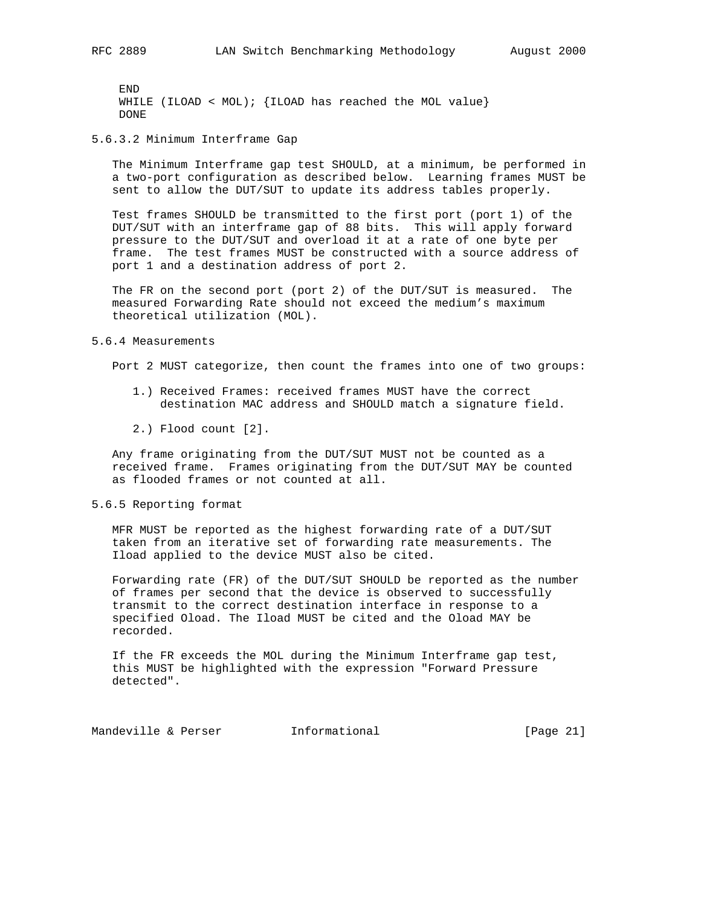```
END
WHILE (ILOAD < MOL); {ILOAD has reached the MOL value}
DONE
```

#### 5.6.3.2 Minimum Interframe Gap

The Minimum Interframe gap test SHOULD, at a minimum, be performed in a two-port configuration as described below. Learning frames MUST be sent to allow the DUT/SUT to update its address tables properly.

Test frames SHOULD be transmitted to the first port (port 1) of the DUT/SUT with an interframe gap of 88 bits. This will apply forward pressure to the DUT/SUT and overload it at a rate of one byte per frame. The test frames MUST be constructed with a source address of port 1 and a destination address of port 2.

The FR on the second port (port 2) of the DUT/SUT is measured. The measured Forwarding Rate should not exceed the medium's maximum theoretical utilization (MOL).

### 5.6.4 Measurements

Port 2 MUST categorize, then count the frames into one of two groups:

1.) Received Frames: received frames MUST have the correct destination MAC address and SHOULD match a signature field.

2.) Flood count [2].

Any frame originating from the DUT/SUT MUST not be counted as a received frame. Frames originating from the DUT/SUT MAY be counted as flooded frames or not counted at all.

### 5.6.5 Reporting format

MFR MUST be reported as the highest forwarding rate of a DUT/SUT taken from an iterative set of forwarding rate measurements. The Iload applied to the device MUST also be cited.

Forwarding rate (FR) of the DUT/SUT SHOULD be reported as the number of frames per second that the device is observed to successfully transmit to the correct destination interface in response to a specified Oload. The Iload MUST be cited and the Oload MAY be recorded.

If the FR exceeds the MOL during the Minimum Interframe gap test, this MUST be highlighted with the expression "Forward Pressure detected".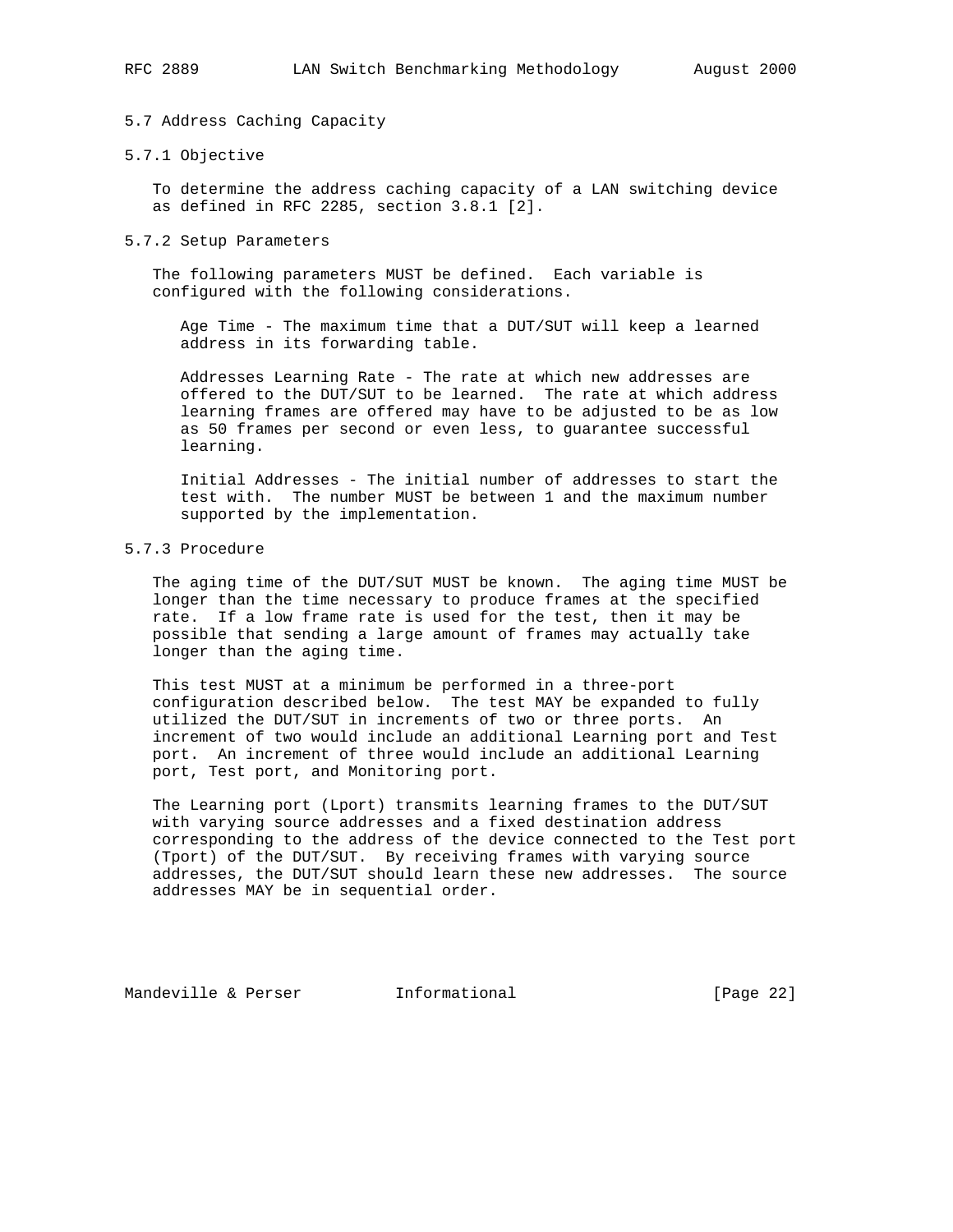### 5.7 Address Caching Capacity

#### 5.7.1 Objective

To determine the address caching capacity of a LAN switching device as defined in RFC 2285, section 3.8.1 [2].

#### 5.7.2 Setup Parameters

The following parameters MUST be defined. Each variable is configured with the following considerations.

Age Time - The maximum time that a DUT/SUT will keep a learned address in its forwarding table.

Addresses Learning Rate - The rate at which new addresses are offered to the DUT/SUT to be learned. The rate at which address learning frames are offered may have to be adjusted to be as low as 50 frames per second or even less, to guarantee successful learning.

Initial Addresses - The initial number of addresses to start the test with. The number MUST be between 1 and the maximum number supported by the implementation.

#### 5.7.3 Procedure

The aging time of the DUT/SUT MUST be known. The aging time MUST be longer than the time necessary to produce frames at the specified rate. If a low frame rate is used for the test, then it may be possible that sending a large amount of frames may actually take longer than the aging time.

This test MUST at a minimum be performed in a three-port configuration described below. The test MAY be expanded to fully utilized the DUT/SUT in increments of two or three ports. An increment of two would include an additional Learning port and Test port. An increment of three would include an additional Learning port, Test port, and Monitoring port.

The Learning port (Lport) transmits learning frames to the DUT/SUT with varying source addresses and a fixed destination address corresponding to the address of the device connected to the Test port (Tport) of the DUT/SUT. By receiving frames with varying source addresses, the DUT/SUT should learn these new addresses. The source addresses MAY be in sequential order.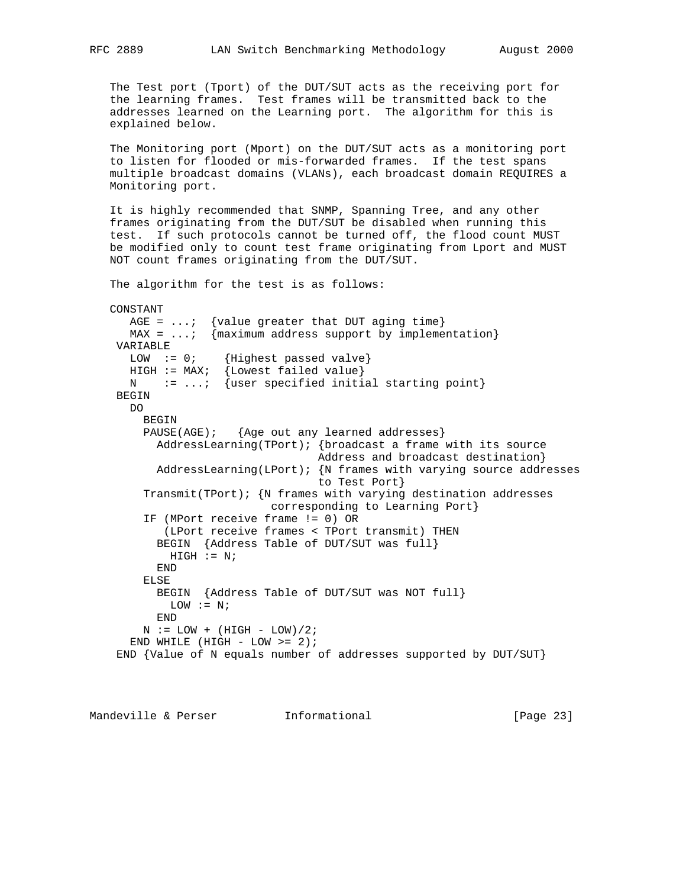The Test port (Tport) of the DUT/SUT acts as the receiving port for the learning frames. Test frames will be transmitted back to the addresses learned on the Learning port. The algorithm for this is explained below.

The Monitoring port (Mport) on the DUT/SUT acts as a monitoring port to listen for flooded or mis-forwarded frames. If the test spans multiple broadcast domains (VLANs), each broadcast domain REQUIRES a Monitoring port.

It is highly recommended that SNMP, Spanning Tree, and any other frames originating from the DUT/SUT be disabled when running this test. If such protocols cannot be turned off, the flood count MUST be modified only to count test frame originating from Lport and MUST NOT count frames originating from the DUT/SUT.

The algorithm for the test is as follows:

```
CONSTANT
   AGE = ...;  {value greater that DUT aging time}
   MAX = ...;  {maximum address support by implementation}
 VARIABLE
   LOW  := 0;    {Highest passed valve}
   HIGH := MAX;  {Lowest failed value}
   N    := ...;  {user specified initial starting point}
 BEGIN
   DO
     BEGIN
     PAUSE(AGE);   {Age out any learned addresses}
       AddressLearning(TPort); {broadcast a frame with its source
                                Address and broadcast destination}
       AddressLearning(LPort); {N frames with varying source addresses
                                to Test Port}
     Transmit(TPort); {N frames with varying destination addresses
                         corresponding to Learning Port}
     IF (MPort receive frame != 0) OR
         (LPort receive frames < TPort transmit) THEN
       BEGIN  {Address Table of DUT/SUT was full}
         HIGH := N;
       END
     ELSE
       BEGIN  {Address Table of DUT/SUT was NOT full}
         LOW := N;
       END
     N := LOW + (HIGH - LOW)/2;
   END WHILE (HIGH - LOW >= 2);
 END {Value of N equals number of addresses supported by DUT/SUT}
```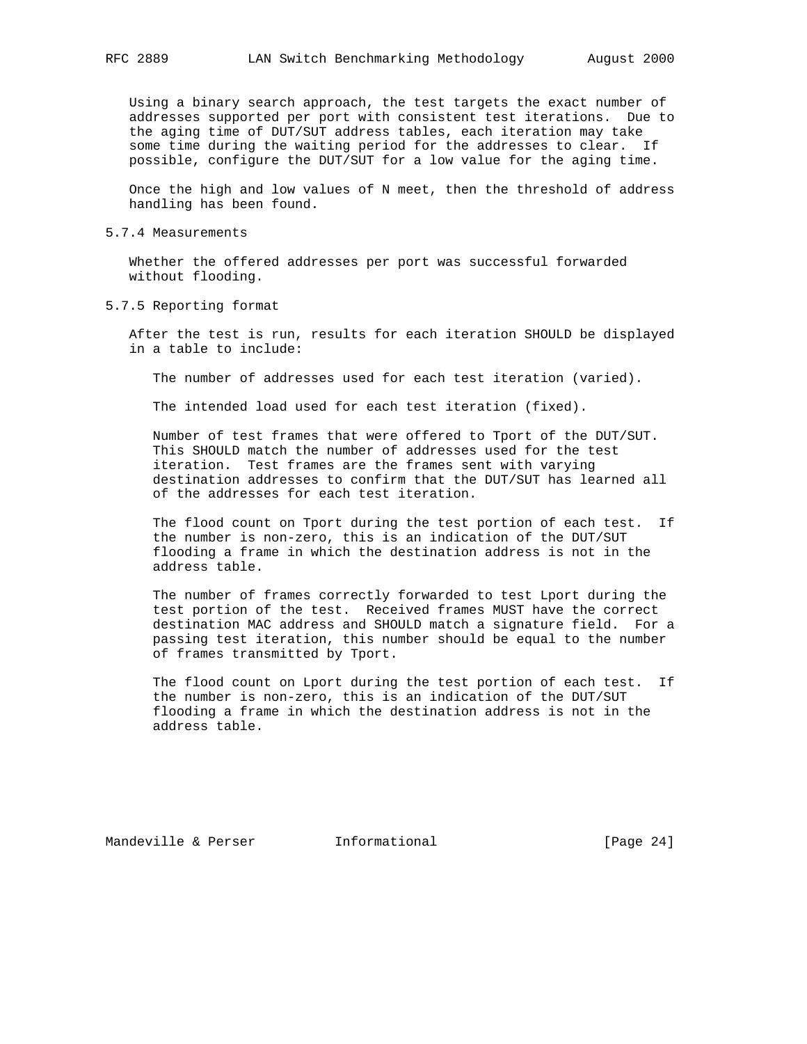Using a binary search approach, the test targets the exact number of addresses supported per port with consistent test iterations. Due to the aging time of DUT/SUT address tables, each iteration may take some time during the waiting period for the addresses to clear. If possible, configure the DUT/SUT for a low value for the aging time.

Once the high and low values of N meet, then the threshold of address handling has been found.

### 5.7.4 Measurements

Whether the offered addresses per port was successful forwarded without flooding.

### 5.7.5 Reporting format

After the test is run, results for each iteration SHOULD be displayed in a table to include:

The number of addresses used for each test iteration (varied).

The intended load used for each test iteration (fixed).

Number of test frames that were offered to Tport of the DUT/SUT. This SHOULD match the number of addresses used for the test iteration. Test frames are the frames sent with varying destination addresses to confirm that the DUT/SUT has learned all of the addresses for each test iteration.

The flood count on Tport during the test portion of each test. If the number is non-zero, this is an indication of the DUT/SUT flooding a frame in which the destination address is not in the address table.

The number of frames correctly forwarded to test Lport during the test portion of the test. Received frames MUST have the correct destination MAC address and SHOULD match a signature field. For a passing test iteration, this number should be equal to the number of frames transmitted by Tport.

The flood count on Lport during the test portion of each test. If the number is non-zero, this is an indication of the DUT/SUT flooding a frame in which the destination address is not in the address table.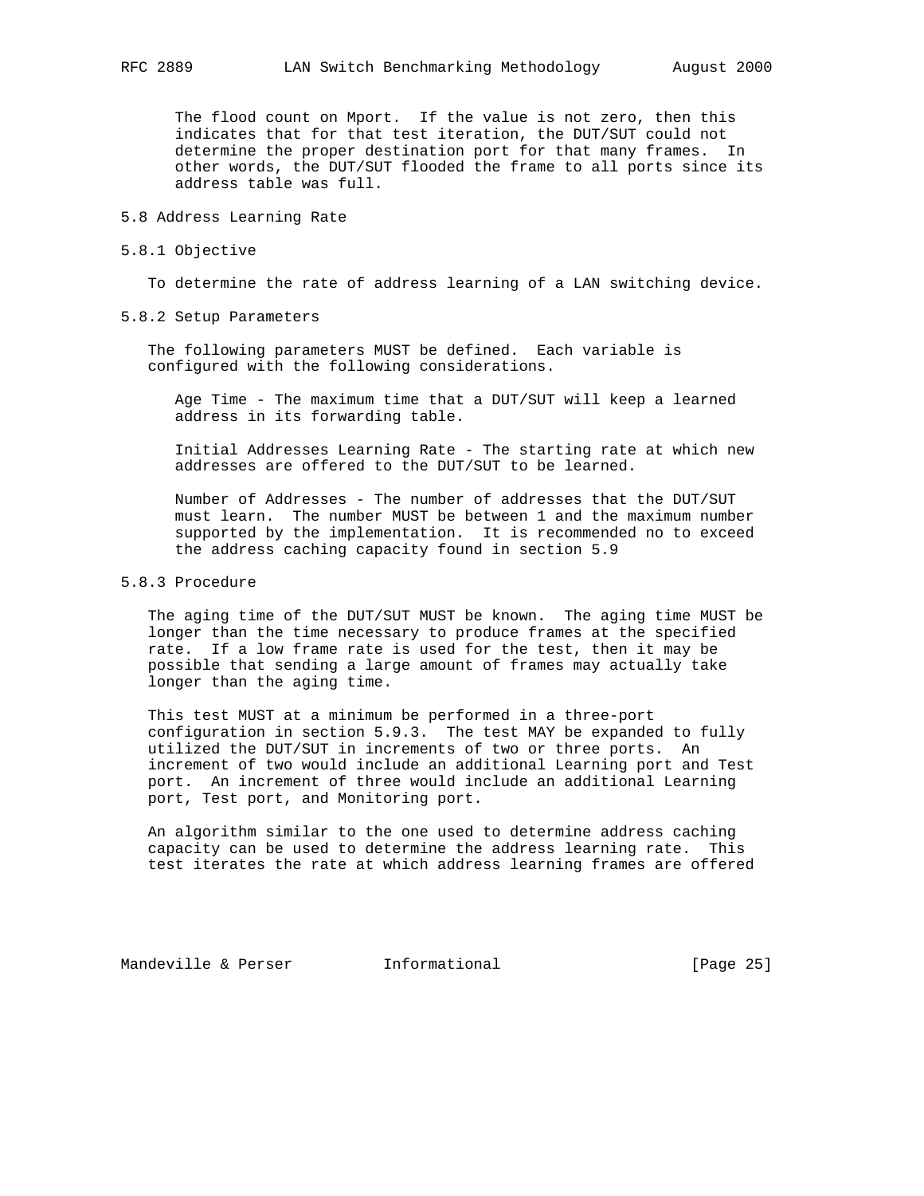The flood count on Mport. If the value is not zero, then this indicates that for that test iteration, the DUT/SUT could not determine the proper destination port for that many frames. In other words, the DUT/SUT flooded the frame to all ports since its address table was full.

## 5.8 Address Learning Rate

### 5.8.1 Objective

To determine the rate of address learning of a LAN switching device.

### 5.8.2 Setup Parameters

The following parameters MUST be defined. Each variable is configured with the following considerations.

Age Time - The maximum time that a DUT/SUT will keep a learned address in its forwarding table.

Initial Addresses Learning Rate - The starting rate at which new addresses are offered to the DUT/SUT to be learned.

Number of Addresses - The number of addresses that the DUT/SUT must learn. The number MUST be between 1 and the maximum number supported by the implementation. It is recommended no to exceed the address caching capacity found in section 5.9

### 5.8.3 Procedure

The aging time of the DUT/SUT MUST be known. The aging time MUST be longer than the time necessary to produce frames at the specified rate. If a low frame rate is used for the test, then it may be possible that sending a large amount of frames may actually take longer than the aging time.

This test MUST at a minimum be performed in a three-port configuration in section 5.9.3. The test MAY be expanded to fully utilized the DUT/SUT in increments of two or three ports. An increment of two would include an additional Learning port and Test port. An increment of three would include an additional Learning port, Test port, and Monitoring port.

An algorithm similar to the one used to determine address caching capacity can be used to determine the address learning rate. This test iterates the rate at which address learning frames are offered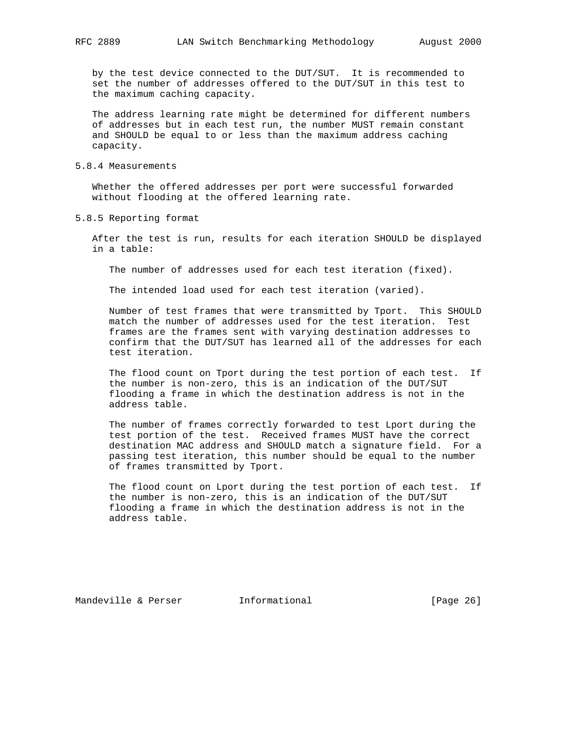by the test device connected to the DUT/SUT. It is recommended to set the number of addresses offered to the DUT/SUT in this test to the maximum caching capacity.

The address learning rate might be determined for different numbers of addresses but in each test run, the number MUST remain constant and SHOULD be equal to or less than the maximum address caching capacity.

### 5.8.4 Measurements

Whether the offered addresses per port were successful forwarded without flooding at the offered learning rate.

### 5.8.5 Reporting format

After the test is run, results for each iteration SHOULD be displayed in a table:

The number of addresses used for each test iteration (fixed).

The intended load used for each test iteration (varied).

Number of test frames that were transmitted by Tport. This SHOULD match the number of addresses used for the test iteration. Test frames are the frames sent with varying destination addresses to confirm that the DUT/SUT has learned all of the addresses for each test iteration.

The flood count on Tport during the test portion of each test. If the number is non-zero, this is an indication of the DUT/SUT flooding a frame in which the destination address is not in the address table.

The number of frames correctly forwarded to test Lport during the test portion of the test. Received frames MUST have the correct destination MAC address and SHOULD match a signature field. For a passing test iteration, this number should be equal to the number of frames transmitted by Tport.

The flood count on Lport during the test portion of each test. If the number is non-zero, this is an indication of the DUT/SUT flooding a frame in which the destination address is not in the address table.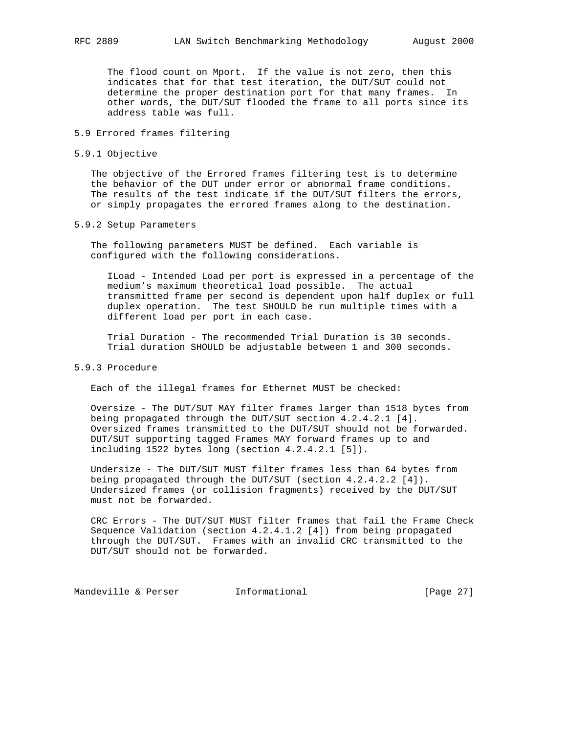The flood count on Mport. If the value is not zero, then this indicates that for that test iteration, the DUT/SUT could not determine the proper destination port for that many frames. In other words, the DUT/SUT flooded the frame to all ports since its address table was full.

## 5.9 Errored frames filtering

### 5.9.1 Objective

The objective of the Errored frames filtering test is to determine the behavior of the DUT under error or abnormal frame conditions. The results of the test indicate if the DUT/SUT filters the errors, or simply propagates the errored frames along to the destination.

### 5.9.2 Setup Parameters

The following parameters MUST be defined. Each variable is configured with the following considerations.

ILoad - Intended Load per port is expressed in a percentage of the medium's maximum theoretical load possible. The actual transmitted frame per second is dependent upon half duplex or full duplex operation. The test SHOULD be run multiple times with a different load per port in each case.

Trial Duration - The recommended Trial Duration is 30 seconds. Trial duration SHOULD be adjustable between 1 and 300 seconds.

### 5.9.3 Procedure

Each of the illegal frames for Ethernet MUST be checked:

Oversize - The DUT/SUT MAY filter frames larger than 1518 bytes from being propagated through the DUT/SUT section 4.2.4.2.1 [4]. Oversized frames transmitted to the DUT/SUT should not be forwarded. DUT/SUT supporting tagged Frames MAY forward frames up to and including 1522 bytes long (section 4.2.4.2.1 [5]).

Undersize - The DUT/SUT MUST filter frames less than 64 bytes from being propagated through the DUT/SUT (section 4.2.4.2.2 [4]). Undersized frames (or collision fragments) received by the DUT/SUT must not be forwarded.

CRC Errors - The DUT/SUT MUST filter frames that fail the Frame Check Sequence Validation (section 4.2.4.1.2 [4]) from being propagated through the DUT/SUT. Frames with an invalid CRC transmitted to the DUT/SUT should not be forwarded.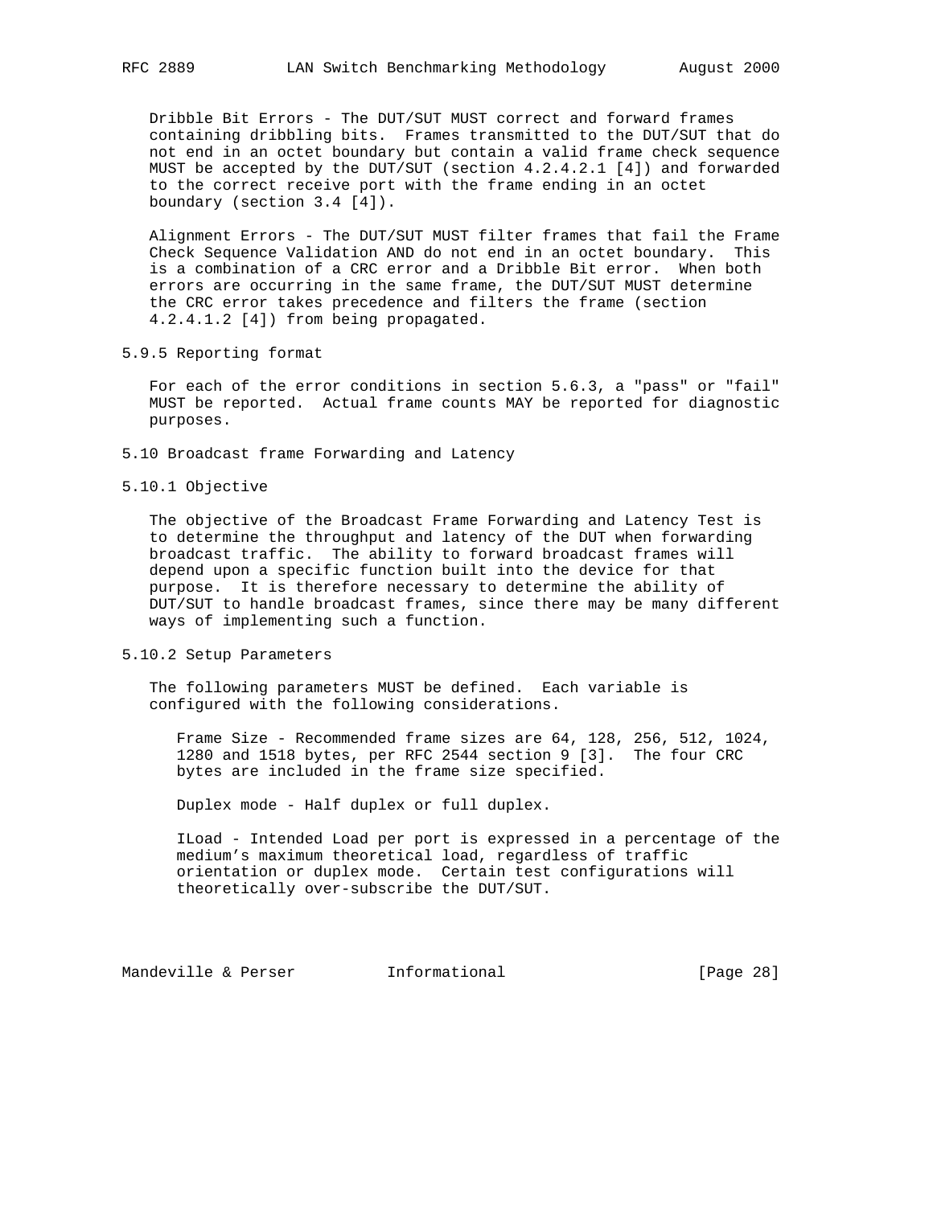Dribble Bit Errors - The DUT/SUT MUST correct and forward frames containing dribbling bits. Frames transmitted to the DUT/SUT that do not end in an octet boundary but contain a valid frame check sequence MUST be accepted by the DUT/SUT (section 4.2.4.2.1 [4]) and forwarded to the correct receive port with the frame ending in an octet boundary (section 3.4 [4]).

Alignment Errors - The DUT/SUT MUST filter frames that fail the Frame Check Sequence Validation AND do not end in an octet boundary. This is a combination of a CRC error and a Dribble Bit error. When both errors are occurring in the same frame, the DUT/SUT MUST determine the CRC error takes precedence and filters the frame (section 4.2.4.1.2 [4]) from being propagated.

### 5.9.5 Reporting format

For each of the error conditions in section 5.6.3, a "pass" or "fail" MUST be reported. Actual frame counts MAY be reported for diagnostic purposes.

## 5.10 Broadcast frame Forwarding and Latency

### 5.10.1 Objective

The objective of the Broadcast Frame Forwarding and Latency Test is to determine the throughput and latency of the DUT when forwarding broadcast traffic. The ability to forward broadcast frames will depend upon a specific function built into the device for that purpose. It is therefore necessary to determine the ability of DUT/SUT to handle broadcast frames, since there may be many different ways of implementing such a function.

### 5.10.2 Setup Parameters

The following parameters MUST be defined. Each variable is configured with the following considerations.

Frame Size - Recommended frame sizes are 64, 128, 256, 512, 1024, 1280 and 1518 bytes, per RFC 2544 section 9 [3]. The four CRC bytes are included in the frame size specified.

Duplex mode - Half duplex or full duplex.

ILoad - Intended Load per port is expressed in a percentage of the medium's maximum theoretical load, regardless of traffic orientation or duplex mode. Certain test configurations will theoretically over-subscribe the DUT/SUT.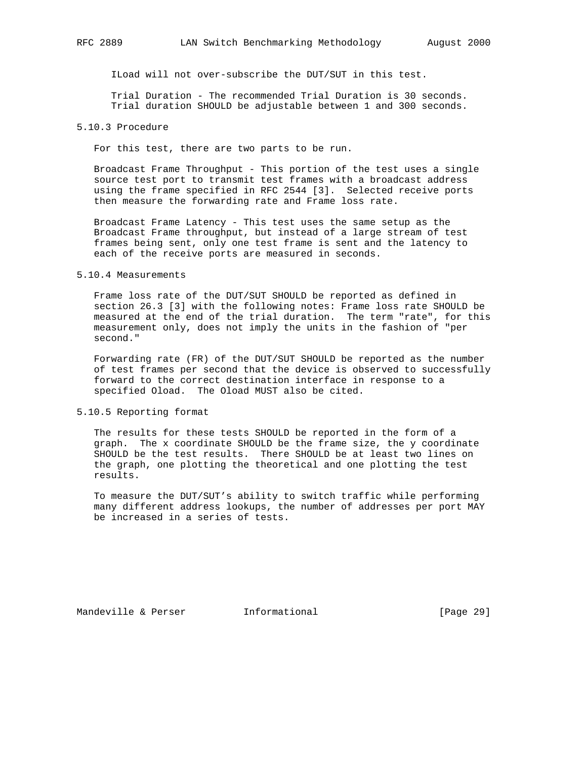ILoad will not over-subscribe the DUT/SUT in this test.

Trial Duration - The recommended Trial Duration is 30 seconds. Trial duration SHOULD be adjustable between 1 and 300 seconds.

### 5.10.3 Procedure

For this test, there are two parts to be run.

Broadcast Frame Throughput - This portion of the test uses a single source test port to transmit test frames with a broadcast address using the frame specified in RFC 2544 [3]. Selected receive ports then measure the forwarding rate and Frame loss rate.

Broadcast Frame Latency - This test uses the same setup as the Broadcast Frame throughput, but instead of a large stream of test frames being sent, only one test frame is sent and the latency to each of the receive ports are measured in seconds.

### 5.10.4 Measurements

Frame loss rate of the DUT/SUT SHOULD be reported as defined in section 26.3 [3] with the following notes: Frame loss rate SHOULD be measured at the end of the trial duration. The term "rate", for this measurement only, does not imply the units in the fashion of "per second."

Forwarding rate (FR) of the DUT/SUT SHOULD be reported as the number of test frames per second that the device is observed to successfully forward to the correct destination interface in response to a specified Oload. The Oload MUST also be cited.

### 5.10.5 Reporting format

The results for these tests SHOULD be reported in the form of a graph. The x coordinate SHOULD be the frame size, the y coordinate SHOULD be the test results. There SHOULD be at least two lines on the graph, one plotting the theoretical and one plotting the test results.

To measure the DUT/SUT's ability to switch traffic while performing many different address lookups, the number of addresses per port MAY be increased in a series of tests.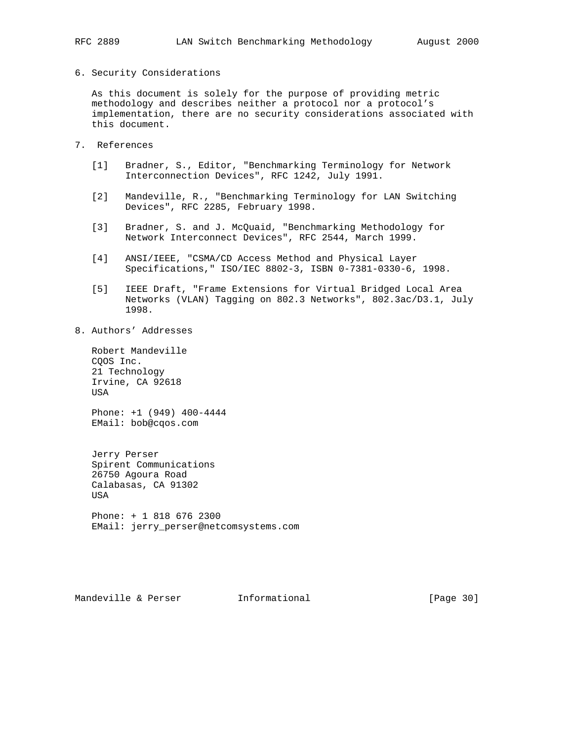## 6. Security Considerations

As this document is solely for the purpose of providing metric methodology and describes neither a protocol nor a protocol's implementation, there are no security considerations associated with this document.

## 7. References

[1] Bradner, S., Editor, "Benchmarking Terminology for Network Interconnection Devices", RFC 1242, July 1991.

[2] Mandeville, R., "Benchmarking Terminology for LAN Switching Devices", RFC 2285, February 1998.

[3] Bradner, S. and J. McQuaid, "Benchmarking Methodology for Network Interconnect Devices", RFC 2544, March 1999.

[4] ANSI/IEEE, "CSMA/CD Access Method and Physical Layer Specifications," ISO/IEC 8802-3, ISBN 0-7381-0330-6, 1998.

[5] IEEE Draft, "Frame Extensions for Virtual Bridged Local Area Networks (VLAN) Tagging on 802.3 Networks", 802.3ac/D3.1, July 1998.

## 8. Authors' Addresses

Robert Mandeville
CQOS Inc.
21 Technology
Irvine, CA 92618
USA

Phone: +1 (949) 400-4444
EMail: bob@cqos.com

Jerry Perser
Spirent Communications
26750 Agoura Road
Calabasas, CA 91302
USA

Phone: + 1 818 676 2300
EMail: jerry_perser@netcomsystems.com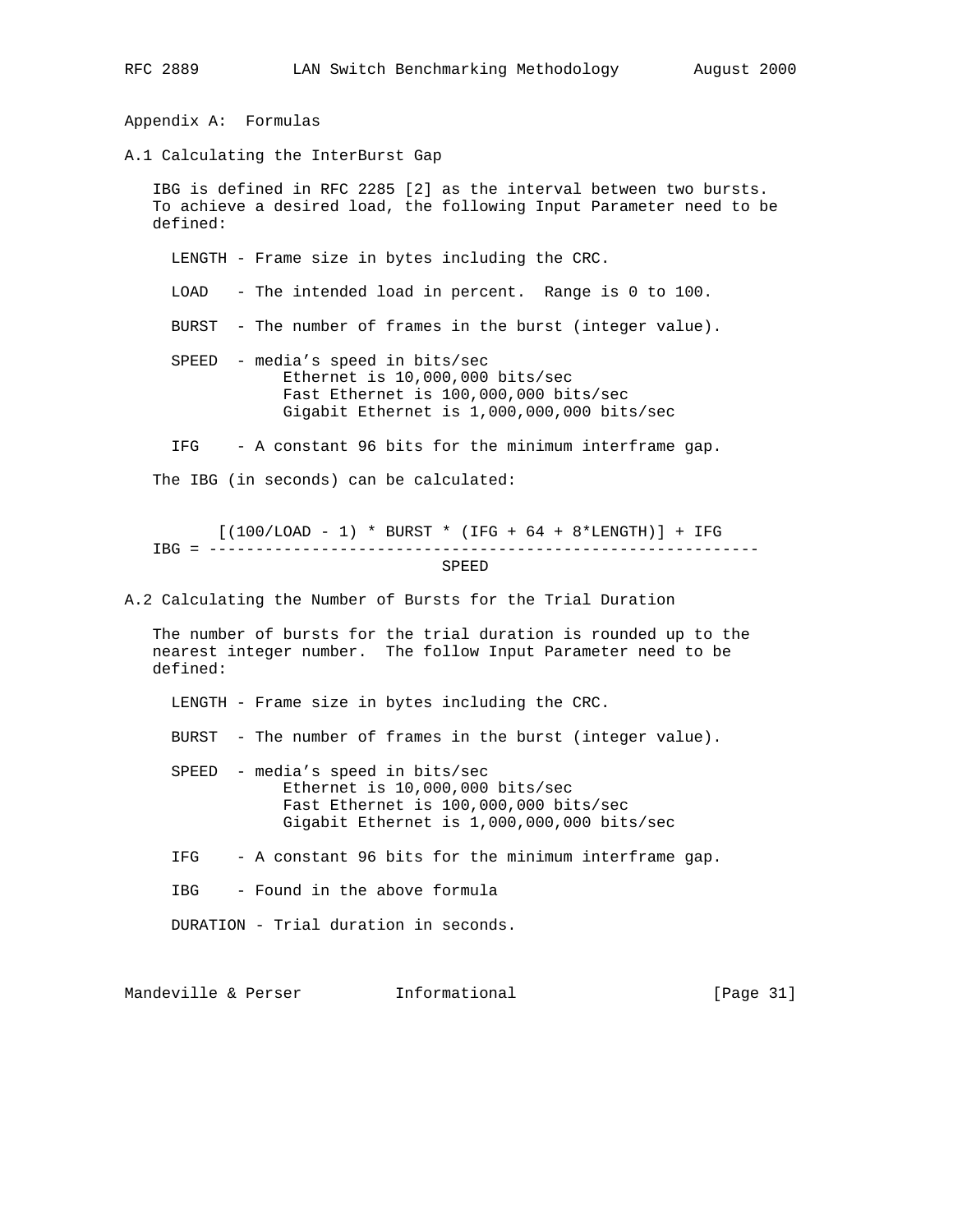# Appendix A: Formulas

## A.1 Calculating the InterBurst Gap

IBG is defined in RFC 2285 [2] as the interval between two bursts. To achieve a desired load, the following Input Parameter need to be defined:

- LENGTH - Frame size in bytes including the CRC.
- LOAD - The intended load in percent. Range is 0 to 100.
- BURST - The number of frames in the burst (integer value).
- SPEED - media's speed in bits/sec
  - Ethernet is 10,000,000 bits/sec
  - Fast Ethernet is 100,000,000 bits/sec
  - Gigabit Ethernet is 1,000,000,000 bits/sec
- IFG - A constant 96 bits for the minimum interframe gap.

The IBG (in seconds) can be calculated:

$$IBG = \frac{[(100/LOAD - 1) * BURST * (IFG + 64 + 8*LENGTH)] + IFG}{SPEED}$$

## A.2 Calculating the Number of Bursts for the Trial Duration

The number of bursts for the trial duration is rounded up to the nearest integer number. The follow Input Parameter need to be defined:

- LENGTH - Frame size in bytes including the CRC.
- BURST - The number of frames in the burst (integer value).
- SPEED - media's speed in bits/sec
  - Ethernet is 10,000,000 bits/sec
  - Fast Ethernet is 100,000,000 bits/sec
  - Gigabit Ethernet is 1,000,000,000 bits/sec
- IFG - A constant 96 bits for the minimum interframe gap.
- IBG - Found in the above formula
- DURATION - Trial duration in seconds.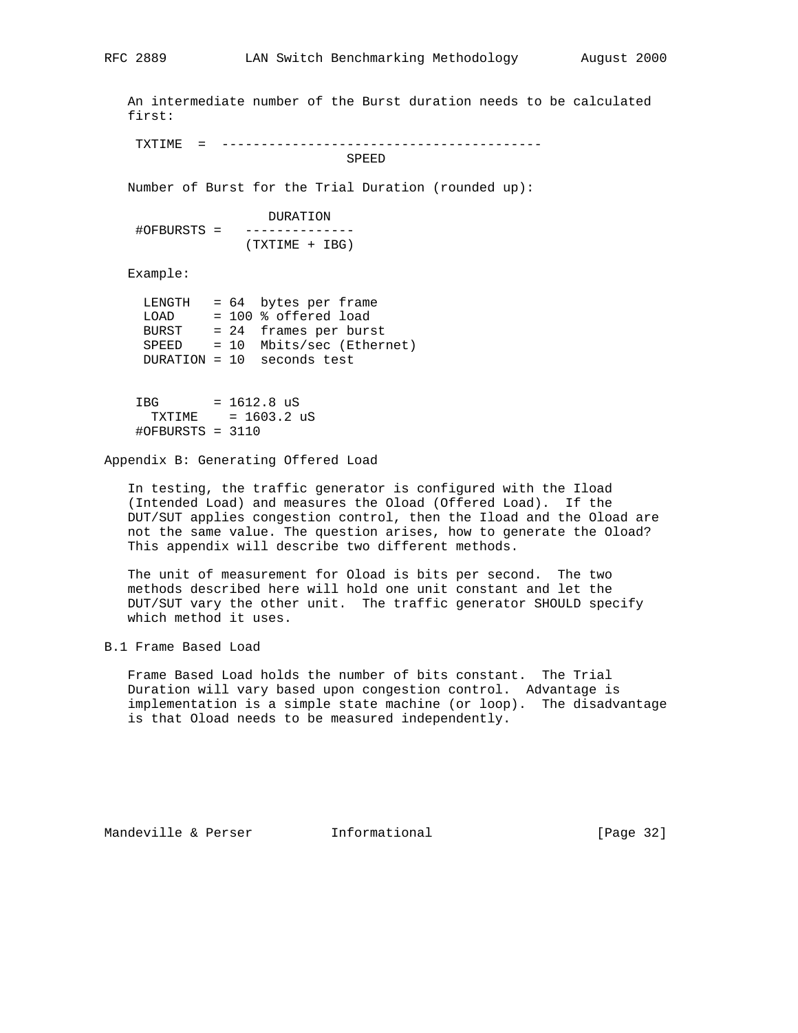An intermediate number of the Burst duration needs to be calculated first:

```
 TXTIME  =  -----------------------------------------
                           SPEED
```

Number of Burst for the Trial Duration (rounded up):

```
                  DURATION
 #OFBURSTS =   --------------
               (TXTIME + IBG)
```

Example:

```
  LENGTH   = 64  bytes per frame
  LOAD     = 100 % offered load
  BURST    = 24  frames per burst
  SPEED    = 10  Mbits/sec (Ethernet)
  DURATION = 10  seconds test


 IBG       = 1612.8 uS
   TXTIME    = 1603.2 uS
 #OFBURSTS = 3110
```

Appendix B: Generating Offered Load

In testing, the traffic generator is configured with the Iload (Intended Load) and measures the Oload (Offered Load). If the DUT/SUT applies congestion control, then the Iload and the Oload are not the same value. The question arises, how to generate the Oload? This appendix will describe two different methods.

The unit of measurement for Oload is bits per second. The two methods described here will hold one unit constant and let the DUT/SUT vary the other unit. The traffic generator SHOULD specify which method it uses.

B.1 Frame Based Load

Frame Based Load holds the number of bits constant. The Trial Duration will vary based upon congestion control. Advantage is implementation is a simple state machine (or loop). The disadvantage is that Oload needs to be measured independently.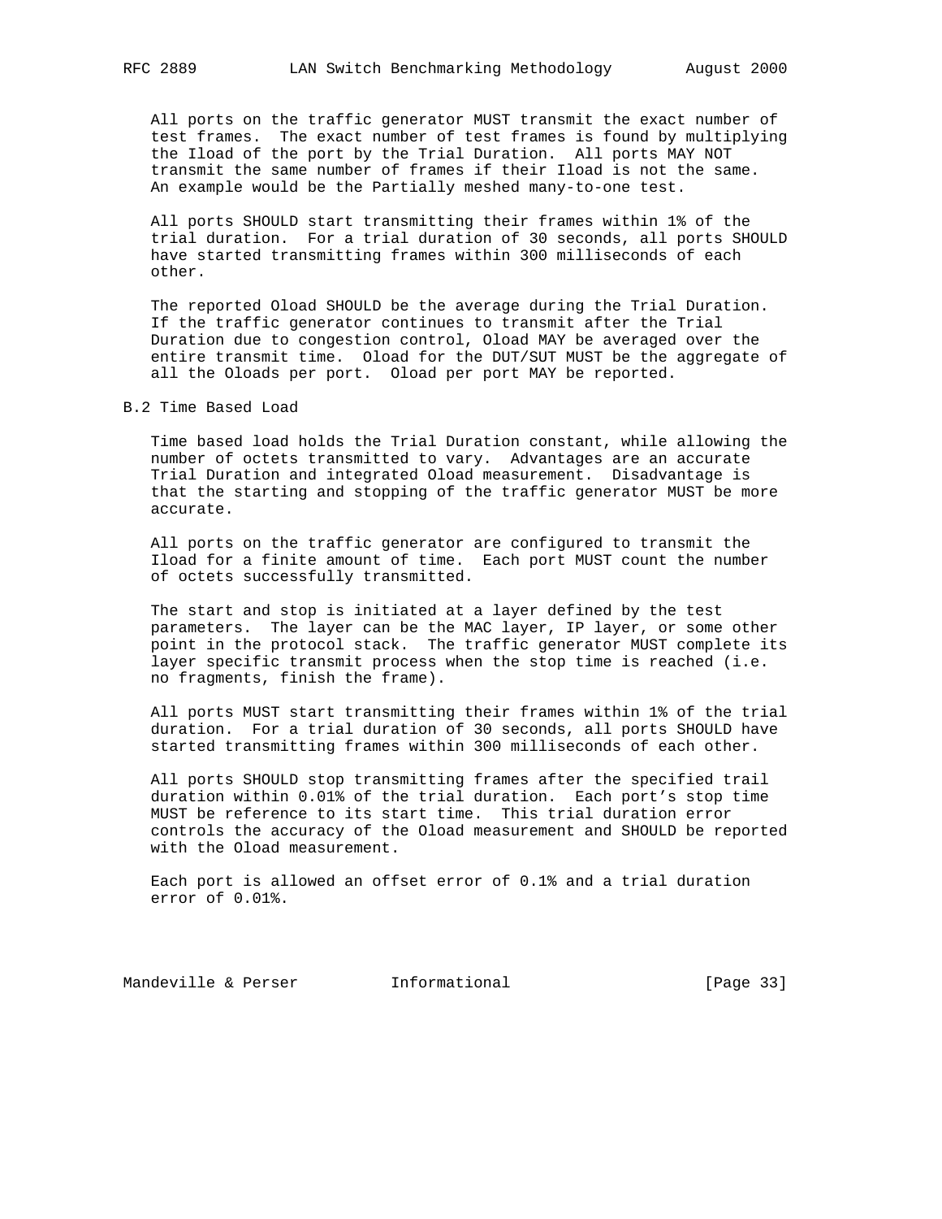All ports on the traffic generator MUST transmit the exact number of test frames. The exact number of test frames is found by multiplying the Iload of the port by the Trial Duration. All ports MAY NOT transmit the same number of frames if their Iload is not the same. An example would be the Partially meshed many-to-one test.

All ports SHOULD start transmitting their frames within 1% of the trial duration. For a trial duration of 30 seconds, all ports SHOULD have started transmitting frames within 300 milliseconds of each other.

The reported Oload SHOULD be the average during the Trial Duration. If the traffic generator continues to transmit after the Trial Duration due to congestion control, Oload MAY be averaged over the entire transmit time. Oload for the DUT/SUT MUST be the aggregate of all the Oloads per port. Oload per port MAY be reported.

## B.2 Time Based Load

Time based load holds the Trial Duration constant, while allowing the number of octets transmitted to vary. Advantages are an accurate Trial Duration and integrated Oload measurement. Disadvantage is that the starting and stopping of the traffic generator MUST be more accurate.

All ports on the traffic generator are configured to transmit the Iload for a finite amount of time. Each port MUST count the number of octets successfully transmitted.

The start and stop is initiated at a layer defined by the test parameters. The layer can be the MAC layer, IP layer, or some other point in the protocol stack. The traffic generator MUST complete its layer specific transmit process when the stop time is reached (i.e. no fragments, finish the frame).

All ports MUST start transmitting their frames within 1% of the trial duration. For a trial duration of 30 seconds, all ports SHOULD have started transmitting frames within 300 milliseconds of each other.

All ports SHOULD stop transmitting frames after the specified trail duration within 0.01% of the trial duration. Each port's stop time MUST be reference to its start time. This trial duration error controls the accuracy of the Oload measurement and SHOULD be reported with the Oload measurement.

Each port is allowed an offset error of 0.1% and a trial duration error of 0.01%.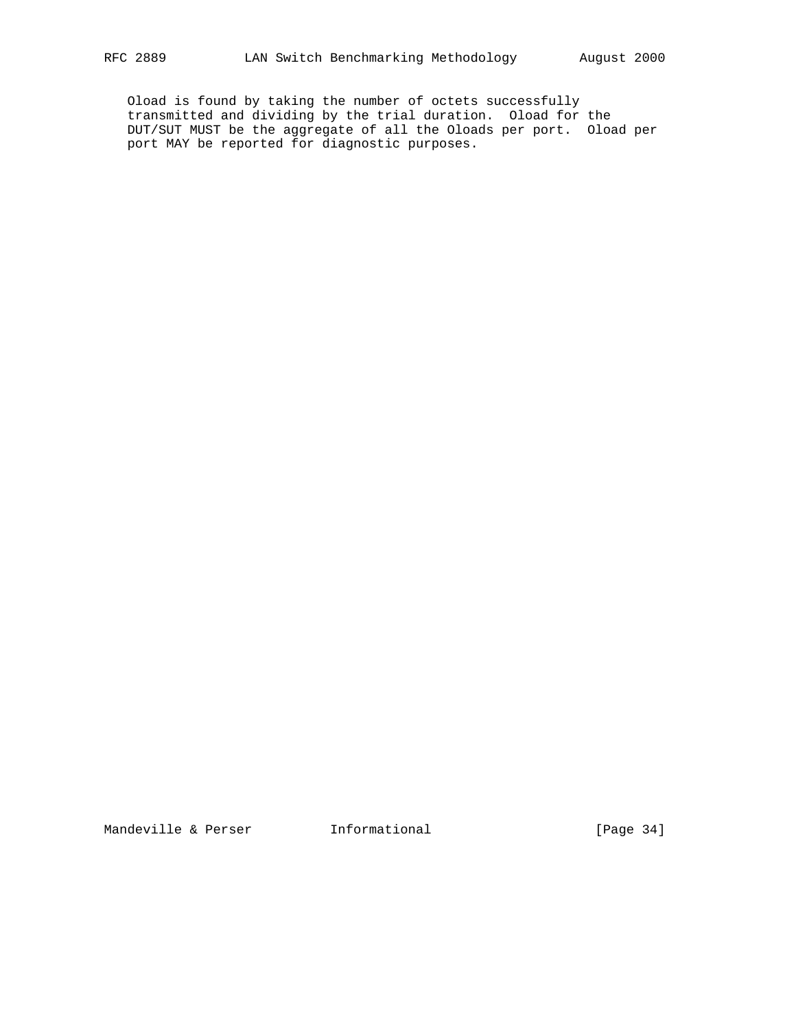Oload is found by taking the number of octets successfully transmitted and dividing by the trial duration. Oload for the DUT/SUT MUST be the aggregate of all the Oloads per port. Oload per port MAY be reported for diagnostic purposes.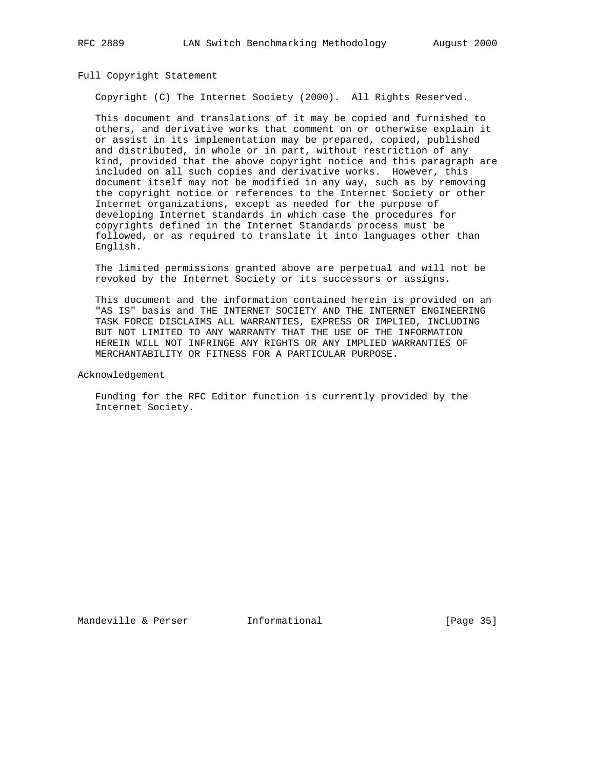## Full Copyright Statement

Copyright (C) The Internet Society (2000). All Rights Reserved.

This document and translations of it may be copied and furnished to others, and derivative works that comment on or otherwise explain it or assist in its implementation may be prepared, copied, published and distributed, in whole or in part, without restriction of any kind, provided that the above copyright notice and this paragraph are included on all such copies and derivative works. However, this document itself may not be modified in any way, such as by removing the copyright notice or references to the Internet Society or other Internet organizations, except as needed for the purpose of developing Internet standards in which case the procedures for copyrights defined in the Internet Standards process must be followed, or as required to translate it into languages other than English.

The limited permissions granted above are perpetual and will not be revoked by the Internet Society or its successors or assigns.

This document and the information contained herein is provided on an "AS IS" basis and THE INTERNET SOCIETY AND THE INTERNET ENGINEERING TASK FORCE DISCLAIMS ALL WARRANTIES, EXPRESS OR IMPLIED, INCLUDING BUT NOT LIMITED TO ANY WARRANTY THAT THE USE OF THE INFORMATION HEREIN WILL NOT INFRINGE ANY RIGHTS OR ANY IMPLIED WARRANTIES OF MERCHANTABILITY OR FITNESS FOR A PARTICULAR PURPOSE.

## Acknowledgement

Funding for the RFC Editor function is currently provided by the Internet Society.